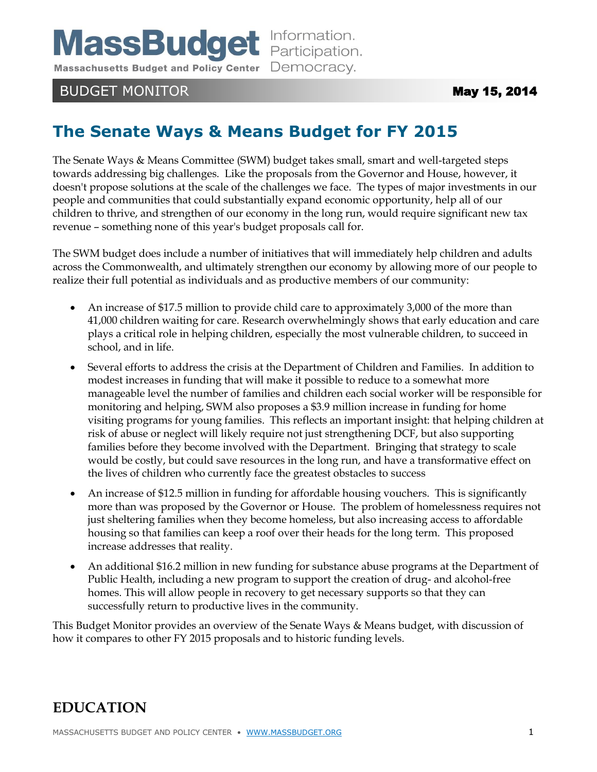MassBudget — Information. Participation. Democracy.

Massachusetts Budget and Policy Center

BUDGET MONITOR — May 15, 2014

# The Senate Ways & Means Budget for FY 2015

The Senate Ways & Means Committee (SWM) budget takes small, smart and well-targeted steps towards addressing big challenges. Like the proposals from the Governor and House, however, it doesn't propose solutions at the scale of the challenges we face. The types of major investments in our people and communities that could substantially expand economic opportunity, help all of our children to thrive, and strengthen of our economy in the long run, would require significant new tax revenue – something none of this year's budget proposals call for.

The SWM budget does include a number of initiatives that will immediately help children and adults across the Commonwealth, and ultimately strengthen our economy by allowing more of our people to realize their full potential as individuals and as productive members of our community:

- An increase of $17.5 million to provide child care to approximately 3,000 of the more than 41,000 children waiting for care. Research overwhelmingly shows that early education and care plays a critical role in helping children, especially the most vulnerable children, to succeed in school, and in life.
- Several efforts to address the crisis at the Department of Children and Families. In addition to modest increases in funding that will make it possible to reduce to a somewhat more manageable level the number of families and children each social worker will be responsible for monitoring and helping, SWM also proposes a $3.9 million increase in funding for home visiting programs for young families. This reflects an important insight: that helping children at risk of abuse or neglect will likely require not just strengthening DCF, but also supporting families before they become involved with the Department. Bringing that strategy to scale would be costly, but could save resources in the long run, and have a transformative effect on the lives of children who currently face the greatest obstacles to success
- An increase of $12.5 million in funding for affordable housing vouchers. This is significantly more than was proposed by the Governor or House. The problem of homelessness requires not just sheltering families when they become homeless, but also increasing access to affordable housing so that families can keep a roof over their heads for the long term. This proposed increase addresses that reality.
- An additional $16.2 million in new funding for substance abuse programs at the Department of Public Health, including a new program to support the creation of drug- and alcohol-free homes. This will allow people in recovery to get necessary supports so that they can successfully return to productive lives in the community.

This Budget Monitor provides an overview of the Senate Ways & Means budget, with discussion of how it compares to other FY 2015 proposals and to historic funding levels.

## EDUCATION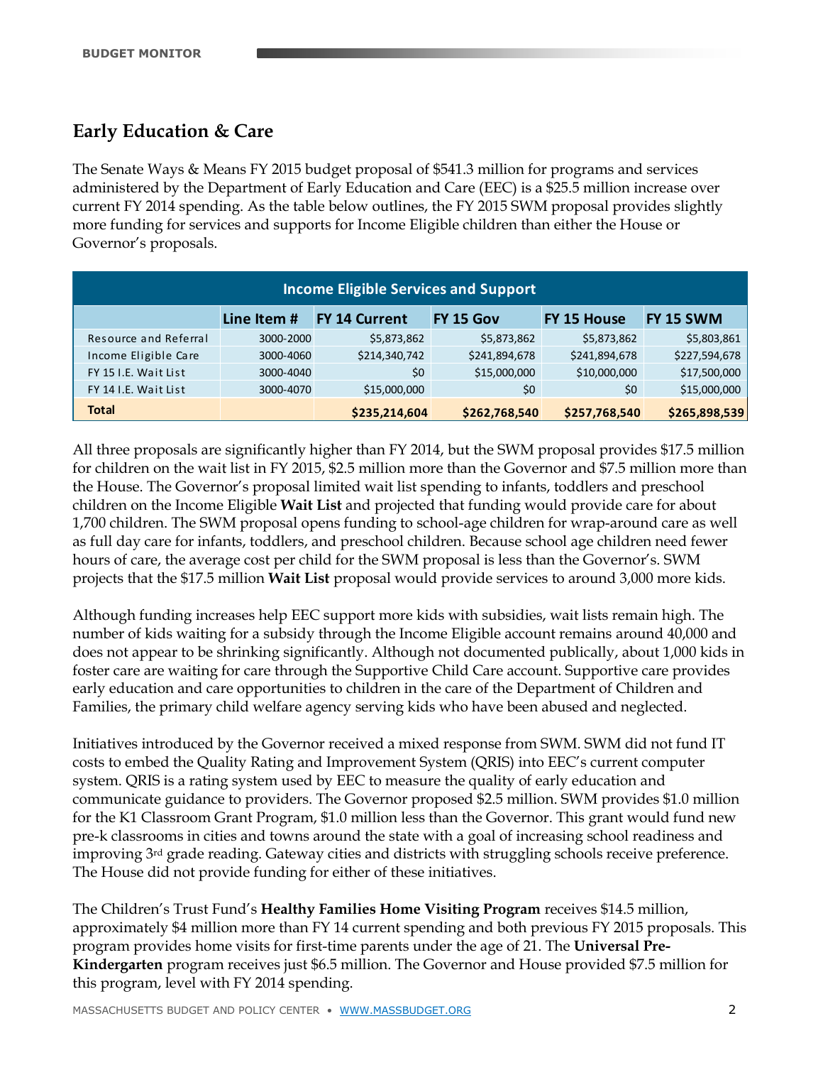## Early Education & Care

The Senate Ways & Means FY 2015 budget proposal of $541.3 million for programs and services administered by the Department of Early Education and Care (EEC) is a $25.5 million increase over current FY 2014 spending. As the table below outlines, the FY 2015 SWM proposal provides slightly more funding for services and supports for Income Eligible children than either the House or Governor's proposals.

| Income Eligible Services and Support | | | | | |
|---|---|---|---|---|---|
| | Line Item # | FY 14 Current | FY 15 Gov | FY 15 House | FY 15 SWM |
| Resource and Referral | 3000-2000 | $5,873,862 | $5,873,862 | $5,873,862 | $5,803,861 |
| Income Eligible Care | 3000-4060 | $214,340,742 | $241,894,678 | $241,894,678 | $227,594,678 |
| FY 15 I.E. Wait List | 3000-4040 | $0 | $15,000,000 | $10,000,000 | $17,500,000 |
| FY 14 I.E. Wait List | 3000-4070 | $15,000,000 | $0 | $0 | $15,000,000 |
| **Total** | | **$235,214,604** | **$262,768,540** | **$257,768,540** | **$265,898,539** |

All three proposals are significantly higher than FY 2014, but the SWM proposal provides $17.5 million for children on the wait list in FY 2015, $2.5 million more than the Governor and $7.5 million more than the House. The Governor's proposal limited wait list spending to infants, toddlers and preschool children on the Income Eligible **Wait List** and projected that funding would provide care for about 1,700 children. The SWM proposal opens funding to school-age children for wrap-around care as well as full day care for infants, toddlers, and preschool children. Because school age children need fewer hours of care, the average cost per child for the SWM proposal is less than the Governor's. SWM projects that the $17.5 million **Wait List** proposal would provide services to around 3,000 more kids.

Although funding increases help EEC support more kids with subsidies, wait lists remain high. The number of kids waiting for a subsidy through the Income Eligible account remains around 40,000 and does not appear to be shrinking significantly. Although not documented publically, about 1,000 kids in foster care are waiting for care through the Supportive Child Care account. Supportive care provides early education and care opportunities to children in the care of the Department of Children and Families, the primary child welfare agency serving kids who have been abused and neglected.

Initiatives introduced by the Governor received a mixed response from SWM. SWM did not fund IT costs to embed the Quality Rating and Improvement System (QRIS) into EEC's current computer system. QRIS is a rating system used by EEC to measure the quality of early education and communicate guidance to providers. The Governor proposed $2.5 million. SWM provides $1.0 million for the K1 Classroom Grant Program, $1.0 million less than the Governor. This grant would fund new pre-k classrooms in cities and towns around the state with a goal of increasing school readiness and improving 3rd grade reading. Gateway cities and districts with struggling schools receive preference. The House did not provide funding for either of these initiatives.

The Children's Trust Fund's **Healthy Families Home Visiting Program** receives $14.5 million, approximately $4 million more than FY 14 current spending and both previous FY 2015 proposals. This program provides home visits for first-time parents under the age of 21. The **Universal Pre-Kindergarten** program receives just $6.5 million. The Governor and House provided $7.5 million for this program, level with FY 2014 spending.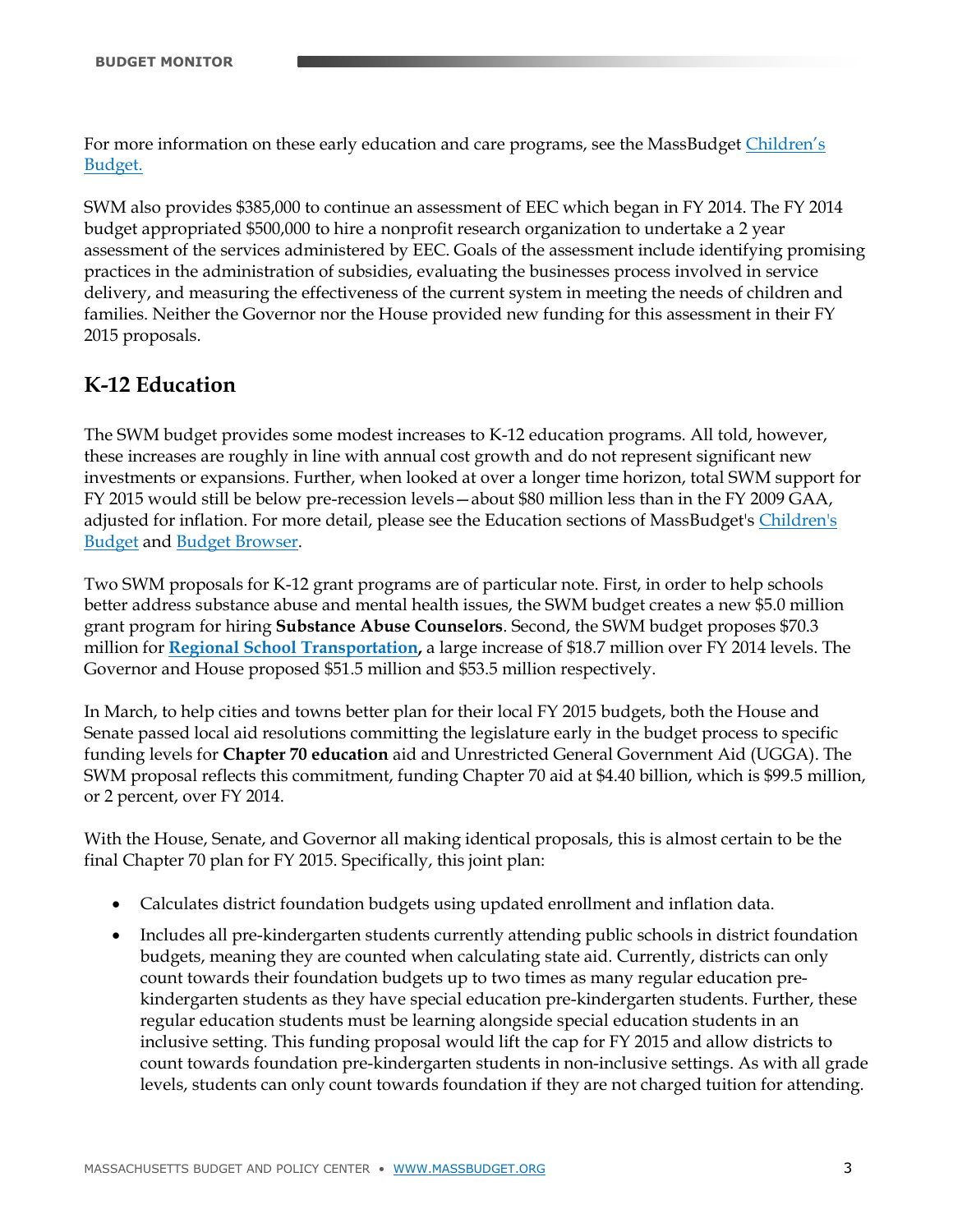For more information on these early education and care programs, see the MassBudget Children's Budget.

SWM also provides $385,000 to continue an assessment of EEC which began in FY 2014. The FY 2014 budget appropriated $500,000 to hire a nonprofit research organization to undertake a 2 year assessment of the services administered by EEC. Goals of the assessment include identifying promising practices in the administration of subsidies, evaluating the businesses process involved in service delivery, and measuring the effectiveness of the current system in meeting the needs of children and families. Neither the Governor nor the House provided new funding for this assessment in their FY 2015 proposals.

## K-12 Education

The SWM budget provides some modest increases to K-12 education programs. All told, however, these increases are roughly in line with annual cost growth and do not represent significant new investments or expansions. Further, when looked at over a longer time horizon, total SWM support for FY 2015 would still be below pre-recession levels—about $80 million less than in the FY 2009 GAA, adjusted for inflation. For more detail, please see the Education sections of MassBudget's Children's Budget and Budget Browser.

Two SWM proposals for K-12 grant programs are of particular note. First, in order to help schools better address substance abuse and mental health issues, the SWM budget creates a new $5.0 million grant program for hiring **Substance Abuse Counselors**. Second, the SWM budget proposes $70.3 million for **Regional School Transportation**, a large increase of $18.7 million over FY 2014 levels. The Governor and House proposed $51.5 million and $53.5 million respectively.

In March, to help cities and towns better plan for their local FY 2015 budgets, both the House and Senate passed local aid resolutions committing the legislature early in the budget process to specific funding levels for **Chapter 70 education** aid and Unrestricted General Government Aid (UGGA). The SWM proposal reflects this commitment, funding Chapter 70 aid at $4.40 billion, which is $99.5 million, or 2 percent, over FY 2014.

With the House, Senate, and Governor all making identical proposals, this is almost certain to be the final Chapter 70 plan for FY 2015. Specifically, this joint plan:

- Calculates district foundation budgets using updated enrollment and inflation data.
- Includes all pre-kindergarten students currently attending public schools in district foundation budgets, meaning they are counted when calculating state aid. Currently, districts can only count towards their foundation budgets up to two times as many regular education pre-kindergarten students as they have special education pre-kindergarten students. Further, these regular education students must be learning alongside special education students in an inclusive setting. This funding proposal would lift the cap for FY 2015 and allow districts to count towards foundation pre-kindergarten students in non-inclusive settings. As with all grade levels, students can only count towards foundation if they are not charged tuition for attending.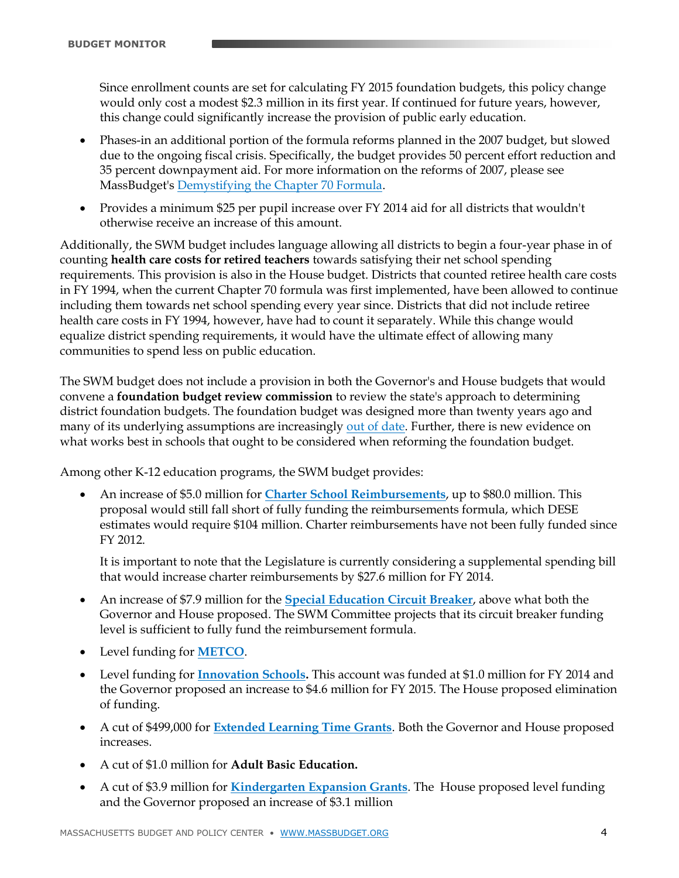Since enrollment counts are set for calculating FY 2015 foundation budgets, this policy change would only cost a modest $2.3 million in its first year. If continued for future years, however, this change could significantly increase the provision of public early education.

- Phases-in an additional portion of the formula reforms planned in the 2007 budget, but slowed due to the ongoing fiscal crisis. Specifically, the budget provides 50 percent effort reduction and 35 percent downpayment aid. For more information on the reforms of 2007, please see MassBudget's Demystifying the Chapter 70 Formula.
- Provides a minimum $25 per pupil increase over FY 2014 aid for all districts that wouldn't otherwise receive an increase of this amount.

Additionally, the SWM budget includes language allowing all districts to begin a four-year phase in of counting **health care costs for retired teachers** towards satisfying their net school spending requirements. This provision is also in the House budget. Districts that counted retiree health care costs in FY 1994, when the current Chapter 70 formula was first implemented, have been allowed to continue including them towards net school spending every year since. Districts that did not include retiree health care costs in FY 1994, however, have had to count it separately. While this change would equalize district spending requirements, it would have the ultimate effect of allowing many communities to spend less on public education.

The SWM budget does not include a provision in both the Governor's and House budgets that would convene a **foundation budget review commission** to review the state's approach to determining district foundation budgets. The foundation budget was designed more than twenty years ago and many of its underlying assumptions are increasingly out of date. Further, there is new evidence on what works best in schools that ought to be considered when reforming the foundation budget.

Among other K-12 education programs, the SWM budget provides:

- An increase of $5.0 million for **Charter School Reimbursements**, up to $80.0 million. This proposal would still fall short of fully funding the reimbursements formula, which DESE estimates would require $104 million. Charter reimbursements have not been fully funded since FY 2012.

  It is important to note that the Legislature is currently considering a supplemental spending bill that would increase charter reimbursements by $27.6 million for FY 2014.

- An increase of $7.9 million for the **Special Education Circuit Breaker**, above what both the Governor and House proposed. The SWM Committee projects that its circuit breaker funding level is sufficient to fully fund the reimbursement formula.
- Level funding for **METCO**.
- Level funding for **Innovation Schools.** This account was funded at $1.0 million for FY 2014 and the Governor proposed an increase to $4.6 million for FY 2015. The House proposed elimination of funding.
- A cut of $499,000 for **Extended Learning Time Grants**. Both the Governor and House proposed increases.
- A cut of $1.0 million for **Adult Basic Education.**
- A cut of $3.9 million for **Kindergarten Expansion Grants**. The House proposed level funding and the Governor proposed an increase of $3.1 million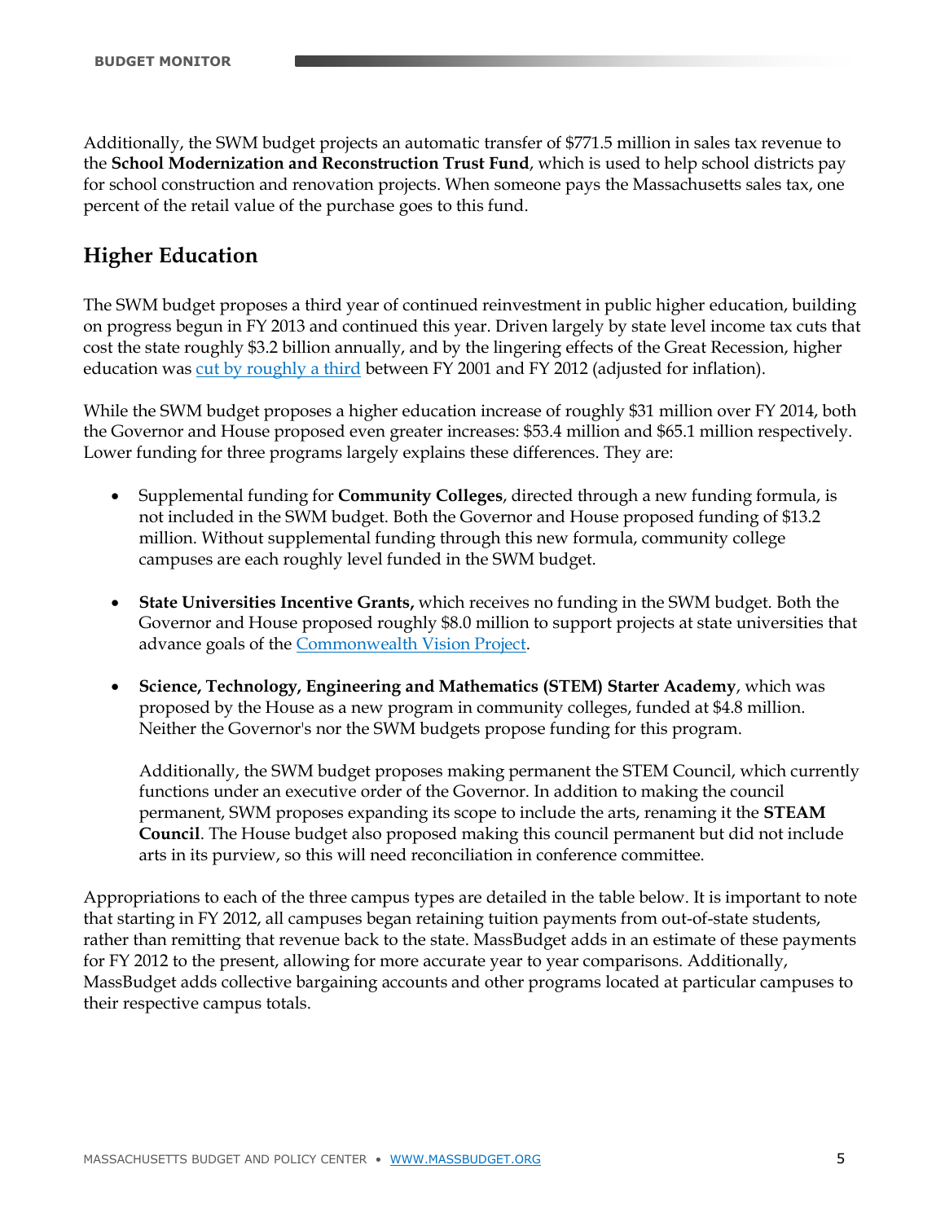Additionally, the SWM budget projects an automatic transfer of $771.5 million in sales tax revenue to the **School Modernization and Reconstruction Trust Fund**, which is used to help school districts pay for school construction and renovation projects. When someone pays the Massachusetts sales tax, one percent of the retail value of the purchase goes to this fund.

## Higher Education

The SWM budget proposes a third year of continued reinvestment in public higher education, building on progress begun in FY 2013 and continued this year. Driven largely by state level income tax cuts that cost the state roughly $3.2 billion annually, and by the lingering effects of the Great Recession, higher education was cut by roughly a third between FY 2001 and FY 2012 (adjusted for inflation).

While the SWM budget proposes a higher education increase of roughly $31 million over FY 2014, both the Governor and House proposed even greater increases: $53.4 million and $65.1 million respectively. Lower funding for three programs largely explains these differences. They are:

- Supplemental funding for **Community Colleges**, directed through a new funding formula, is not included in the SWM budget. Both the Governor and House proposed funding of $13.2 million. Without supplemental funding through this new formula, community college campuses are each roughly level funded in the SWM budget.

- **State Universities Incentive Grants,** which receives no funding in the SWM budget. Both the Governor and House proposed roughly $8.0 million to support projects at state universities that advance goals of the Commonwealth Vision Project.

- **Science, Technology, Engineering and Mathematics (STEM) Starter Academy**, which was proposed by the House as a new program in community colleges, funded at $4.8 million. Neither the Governor's nor the SWM budgets propose funding for this program.

  Additionally, the SWM budget proposes making permanent the STEM Council, which currently functions under an executive order of the Governor. In addition to making the council permanent, SWM proposes expanding its scope to include the arts, renaming it the **STEAM Council**. The House budget also proposed making this council permanent but did not include arts in its purview, so this will need reconciliation in conference committee.

Appropriations to each of the three campus types are detailed in the table below. It is important to note that starting in FY 2012, all campuses began retaining tuition payments from out-of-state students, rather than remitting that revenue back to the state. MassBudget adds in an estimate of these payments for FY 2012 to the present, allowing for more accurate year to year comparisons. Additionally, MassBudget adds collective bargaining accounts and other programs located at particular campuses to their respective campus totals.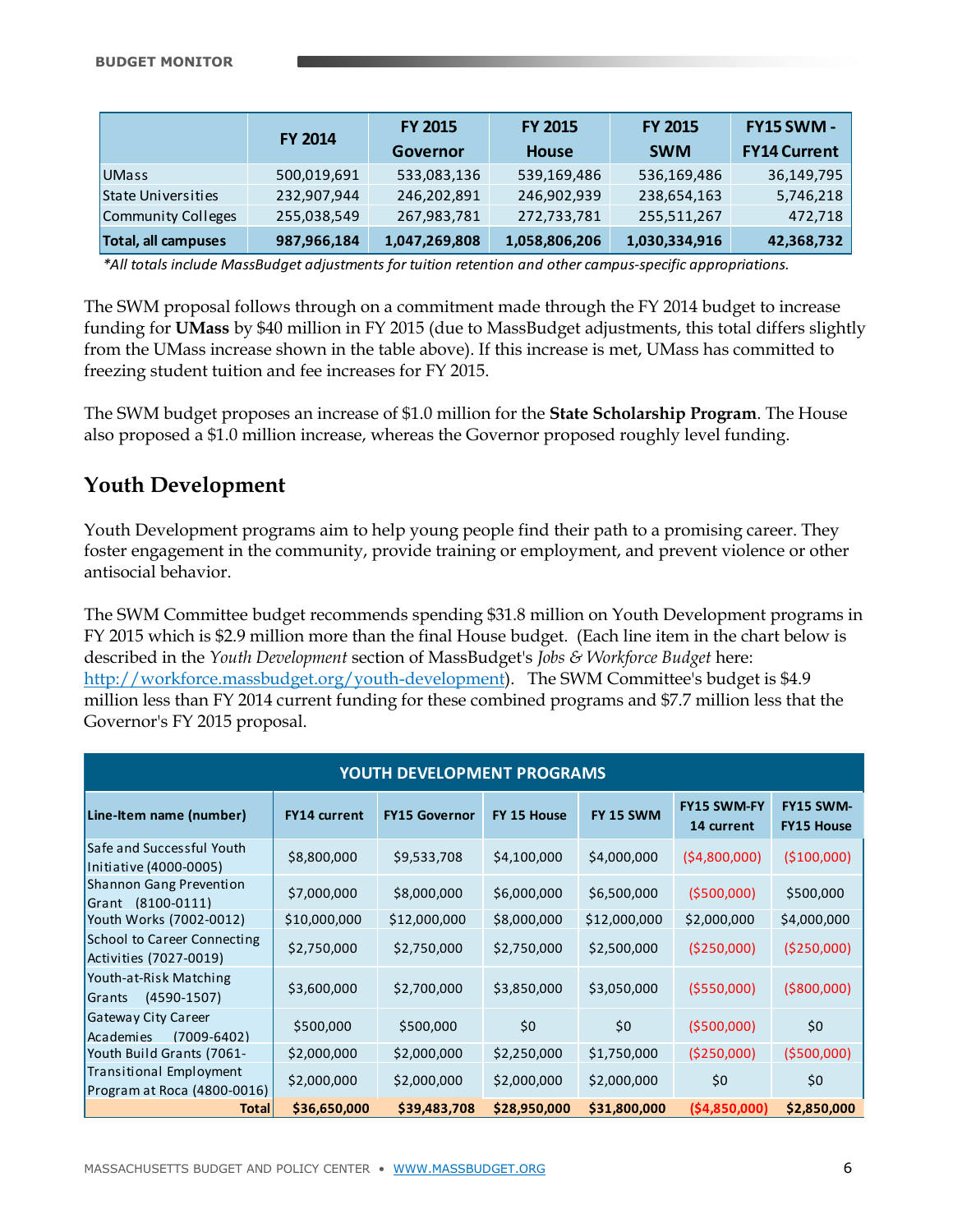|  | FY 2014 | FY 2015 Governor | FY 2015 House | FY 2015 SWM | FY15 SWM - FY14 Current |
|---|---|---|---|---|---|
| UMass | 500,019,691 | 533,083,136 | 539,169,486 | 536,169,486 | 36,149,795 |
| State Universities | 232,907,944 | 246,202,891 | 246,902,939 | 238,654,163 | 5,746,218 |
| Community Colleges | 255,038,549 | 267,983,781 | 272,733,781 | 255,511,267 | 472,718 |
| **Total, all campuses** | **987,966,184** | **1,047,269,808** | **1,058,806,206** | **1,030,334,916** | **42,368,732** |

*\*All totals include MassBudget adjustments for tuition retention and other campus-specific appropriations.*

The SWM proposal follows through on a commitment made through the FY 2014 budget to increase funding for **UMass** by $40 million in FY 2015 (due to MassBudget adjustments, this total differs slightly from the UMass increase shown in the table above). If this increase is met, UMass has committed to freezing student tuition and fee increases for FY 2015.

The SWM budget proposes an increase of $1.0 million for the **State Scholarship Program**. The House also proposed a $1.0 million increase, whereas the Governor proposed roughly level funding.

## Youth Development

Youth Development programs aim to help young people find their path to a promising career. They foster engagement in the community, provide training or employment, and prevent violence or other antisocial behavior.

The SWM Committee budget recommends spending $31.8 million on Youth Development programs in FY 2015 which is $2.9 million more than the final House budget. (Each line item in the chart below is described in the *Youth Development* section of MassBudget's *Jobs & Workforce Budget* here: [http://workforce.massbudget.org/youth-development](http://workforce.massbudget.org/youth-development)). The SWM Committee's budget is $4.9 million less than FY 2014 current funding for these combined programs and $7.7 million less that the Governor's FY 2015 proposal.

| YOUTH DEVELOPMENT PROGRAMS | | | | | | |
|---|---|---|---|---|---|---|
| **Line-Item name (number)** | **FY14 current** | **FY15 Governor** | **FY 15 House** | **FY 15 SWM** | **FY15 SWM-FY 14 current** | **FY15 SWM-FY15 House** |
| Safe and Successful Youth Initiative (4000-0005) | $8,800,000 | $9,533,708 | $4,100,000 | $4,000,000 | ($4,800,000) | ($100,000) |
| Shannon Gang Prevention Grant (8100-0111) | $7,000,000 | $8,000,000 | $6,000,000 | $6,500,000 | ($500,000) | $500,000 |
| Youth Works (7002-0012) | $10,000,000 | $12,000,000 | $8,000,000 | $12,000,000 | $2,000,000 | $4,000,000 |
| School to Career Connecting Activities (7027-0019) | $2,750,000 | $2,750,000 | $2,750,000 | $2,500,000 | ($250,000) | ($250,000) |
| Youth-at-Risk Matching Grants (4590-1507) | $3,600,000 | $2,700,000 | $3,850,000 | $3,050,000 | ($550,000) | ($800,000) |
| Gateway City Career Academies (7009-6402) | $500,000 | $500,000 | $0 | $0 | ($500,000) | $0 |
| Youth Build Grants (7061- | $2,000,000 | $2,000,000 | $2,250,000 | $1,750,000 | ($250,000) | ($500,000) |
| Transitional Employment Program at Roca (4800-0016) | $2,000,000 | $2,000,000 | $2,000,000 | $2,000,000 | $0 | $0 |
| **Total** | **$36,650,000** | **$39,483,708** | **$28,950,000** | **$31,800,000** | **($4,850,000)** | **$2,850,000** |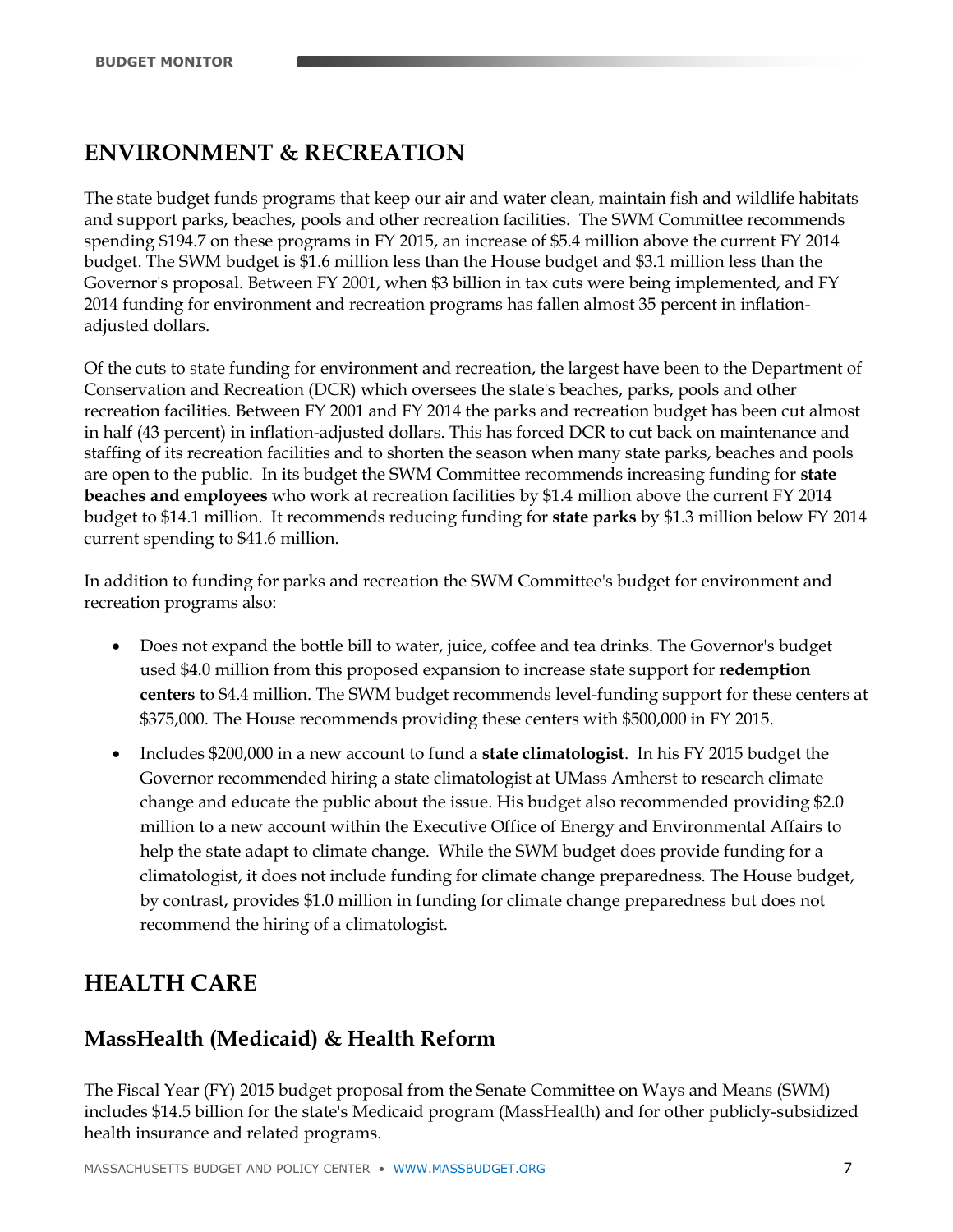## ENVIRONMENT & RECREATION

The state budget funds programs that keep our air and water clean, maintain fish and wildlife habitats and support parks, beaches, pools and other recreation facilities. The SWM Committee recommends spending $194.7 on these programs in FY 2015, an increase of $5.4 million above the current FY 2014 budget. The SWM budget is $1.6 million less than the House budget and $3.1 million less than the Governor's proposal. Between FY 2001, when $3 billion in tax cuts were being implemented, and FY 2014 funding for environment and recreation programs has fallen almost 35 percent in inflation-adjusted dollars.

Of the cuts to state funding for environment and recreation, the largest have been to the Department of Conservation and Recreation (DCR) which oversees the state's beaches, parks, pools and other recreation facilities. Between FY 2001 and FY 2014 the parks and recreation budget has been cut almost in half (43 percent) in inflation-adjusted dollars. This has forced DCR to cut back on maintenance and staffing of its recreation facilities and to shorten the season when many state parks, beaches and pools are open to the public. In its budget the SWM Committee recommends increasing funding for **state beaches and employees** who work at recreation facilities by $1.4 million above the current FY 2014 budget to $14.1 million. It recommends reducing funding for **state parks** by $1.3 million below FY 2014 current spending to $41.6 million.

In addition to funding for parks and recreation the SWM Committee's budget for environment and recreation programs also:

- Does not expand the bottle bill to water, juice, coffee and tea drinks. The Governor's budget used $4.0 million from this proposed expansion to increase state support for **redemption centers** to $4.4 million. The SWM budget recommends level-funding support for these centers at $375,000. The House recommends providing these centers with $500,000 in FY 2015.
- Includes $200,000 in a new account to fund a **state climatologist**. In his FY 2015 budget the Governor recommended hiring a state climatologist at UMass Amherst to research climate change and educate the public about the issue. His budget also recommended providing $2.0 million to a new account within the Executive Office of Energy and Environmental Affairs to help the state adapt to climate change. While the SWM budget does provide funding for a climatologist, it does not include funding for climate change preparedness. The House budget, by contrast, provides $1.0 million in funding for climate change preparedness but does not recommend the hiring of a climatologist.

## HEALTH CARE

### MassHealth (Medicaid) & Health Reform

The Fiscal Year (FY) 2015 budget proposal from the Senate Committee on Ways and Means (SWM) includes $14.5 billion for the state's Medicaid program (MassHealth) and for other publicly-subsidized health insurance and related programs.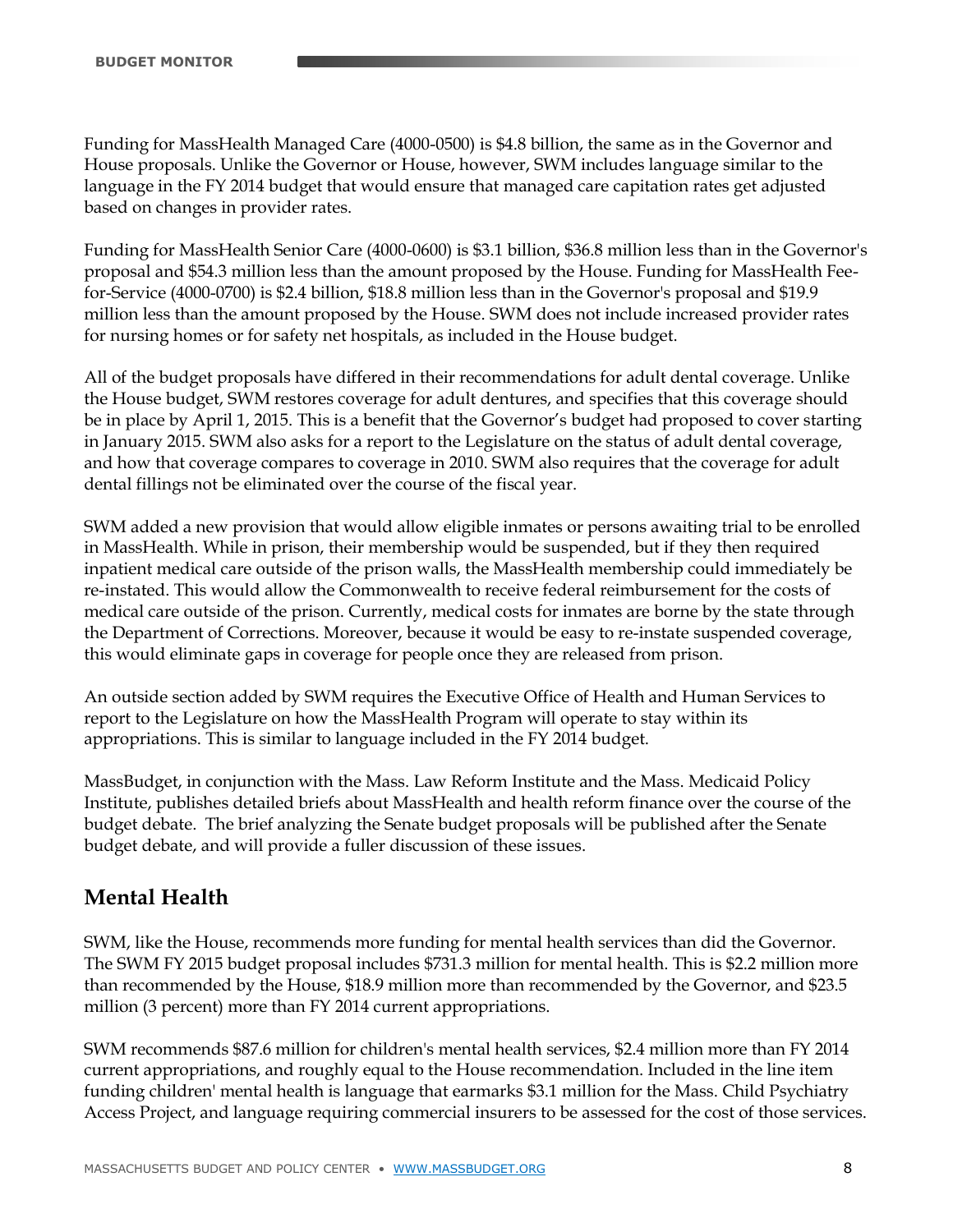Funding for MassHealth Managed Care (4000-0500) is $4.8 billion, the same as in the Governor and House proposals. Unlike the Governor or House, however, SWM includes language similar to the language in the FY 2014 budget that would ensure that managed care capitation rates get adjusted based on changes in provider rates.

Funding for MassHealth Senior Care (4000-0600) is $3.1 billion, $36.8 million less than in the Governor's proposal and $54.3 million less than the amount proposed by the House. Funding for MassHealth Fee-for-Service (4000-0700) is $2.4 billion, $18.8 million less than in the Governor's proposal and $19.9 million less than the amount proposed by the House. SWM does not include increased provider rates for nursing homes or for safety net hospitals, as included in the House budget.

All of the budget proposals have differed in their recommendations for adult dental coverage. Unlike the House budget, SWM restores coverage for adult dentures, and specifies that this coverage should be in place by April 1, 2015. This is a benefit that the Governor's budget had proposed to cover starting in January 2015. SWM also asks for a report to the Legislature on the status of adult dental coverage, and how that coverage compares to coverage in 2010. SWM also requires that the coverage for adult dental fillings not be eliminated over the course of the fiscal year.

SWM added a new provision that would allow eligible inmates or persons awaiting trial to be enrolled in MassHealth. While in prison, their membership would be suspended, but if they then required inpatient medical care outside of the prison walls, the MassHealth membership could immediately be re-instated. This would allow the Commonwealth to receive federal reimbursement for the costs of medical care outside of the prison. Currently, medical costs for inmates are borne by the state through the Department of Corrections. Moreover, because it would be easy to re-instate suspended coverage, this would eliminate gaps in coverage for people once they are released from prison.

An outside section added by SWM requires the Executive Office of Health and Human Services to report to the Legislature on how the MassHealth Program will operate to stay within its appropriations. This is similar to language included in the FY 2014 budget.

MassBudget, in conjunction with the Mass. Law Reform Institute and the Mass. Medicaid Policy Institute, publishes detailed briefs about MassHealth and health reform finance over the course of the budget debate. The brief analyzing the Senate budget proposals will be published after the Senate budget debate, and will provide a fuller discussion of these issues.

## Mental Health

SWM, like the House, recommends more funding for mental health services than did the Governor. The SWM FY 2015 budget proposal includes $731.3 million for mental health. This is $2.2 million more than recommended by the House, $18.9 million more than recommended by the Governor, and $23.5 million (3 percent) more than FY 2014 current appropriations.

SWM recommends $87.6 million for children's mental health services, $2.4 million more than FY 2014 current appropriations, and roughly equal to the House recommendation. Included in the line item funding children' mental health is language that earmarks $3.1 million for the Mass. Child Psychiatry Access Project, and language requiring commercial insurers to be assessed for the cost of those services.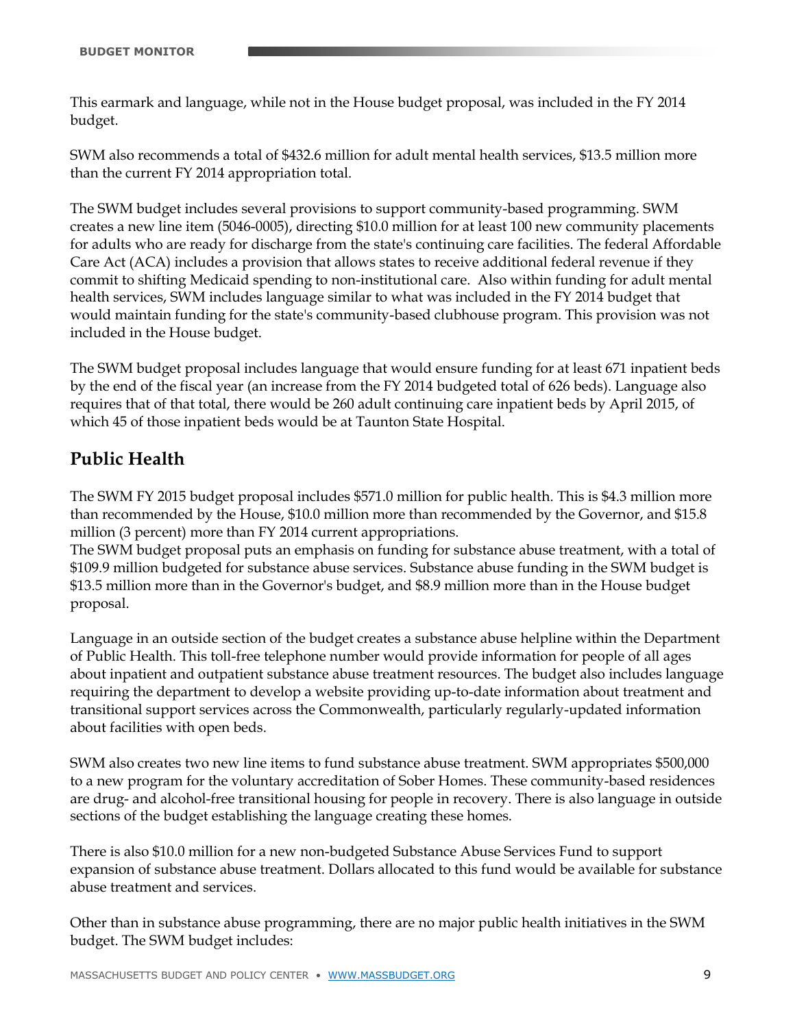This earmark and language, while not in the House budget proposal, was included in the FY 2014 budget.

SWM also recommends a total of $432.6 million for adult mental health services, $13.5 million more than the current FY 2014 appropriation total.

The SWM budget includes several provisions to support community-based programming. SWM creates a new line item (5046-0005), directing $10.0 million for at least 100 new community placements for adults who are ready for discharge from the state's continuing care facilities. The federal Affordable Care Act (ACA) includes a provision that allows states to receive additional federal revenue if they commit to shifting Medicaid spending to non-institutional care. Also within funding for adult mental health services, SWM includes language similar to what was included in the FY 2014 budget that would maintain funding for the state's community-based clubhouse program. This provision was not included in the House budget.

The SWM budget proposal includes language that would ensure funding for at least 671 inpatient beds by the end of the fiscal year (an increase from the FY 2014 budgeted total of 626 beds). Language also requires that of that total, there would be 260 adult continuing care inpatient beds by April 2015, of which 45 of those inpatient beds would be at Taunton State Hospital.

## Public Health

The SWM FY 2015 budget proposal includes $571.0 million for public health. This is $4.3 million more than recommended by the House, $10.0 million more than recommended by the Governor, and $15.8 million (3 percent) more than FY 2014 current appropriations.

The SWM budget proposal puts an emphasis on funding for substance abuse treatment, with a total of $109.9 million budgeted for substance abuse services. Substance abuse funding in the SWM budget is $13.5 million more than in the Governor's budget, and $8.9 million more than in the House budget proposal.

Language in an outside section of the budget creates a substance abuse helpline within the Department of Public Health. This toll-free telephone number would provide information for people of all ages about inpatient and outpatient substance abuse treatment resources. The budget also includes language requiring the department to develop a website providing up-to-date information about treatment and transitional support services across the Commonwealth, particularly regularly-updated information about facilities with open beds.

SWM also creates two new line items to fund substance abuse treatment. SWM appropriates $500,000 to a new program for the voluntary accreditation of Sober Homes. These community-based residences are drug- and alcohol-free transitional housing for people in recovery. There is also language in outside sections of the budget establishing the language creating these homes.

There is also $10.0 million for a new non-budgeted Substance Abuse Services Fund to support expansion of substance abuse treatment. Dollars allocated to this fund would be available for substance abuse treatment and services.

Other than in substance abuse programming, there are no major public health initiatives in the SWM budget. The SWM budget includes: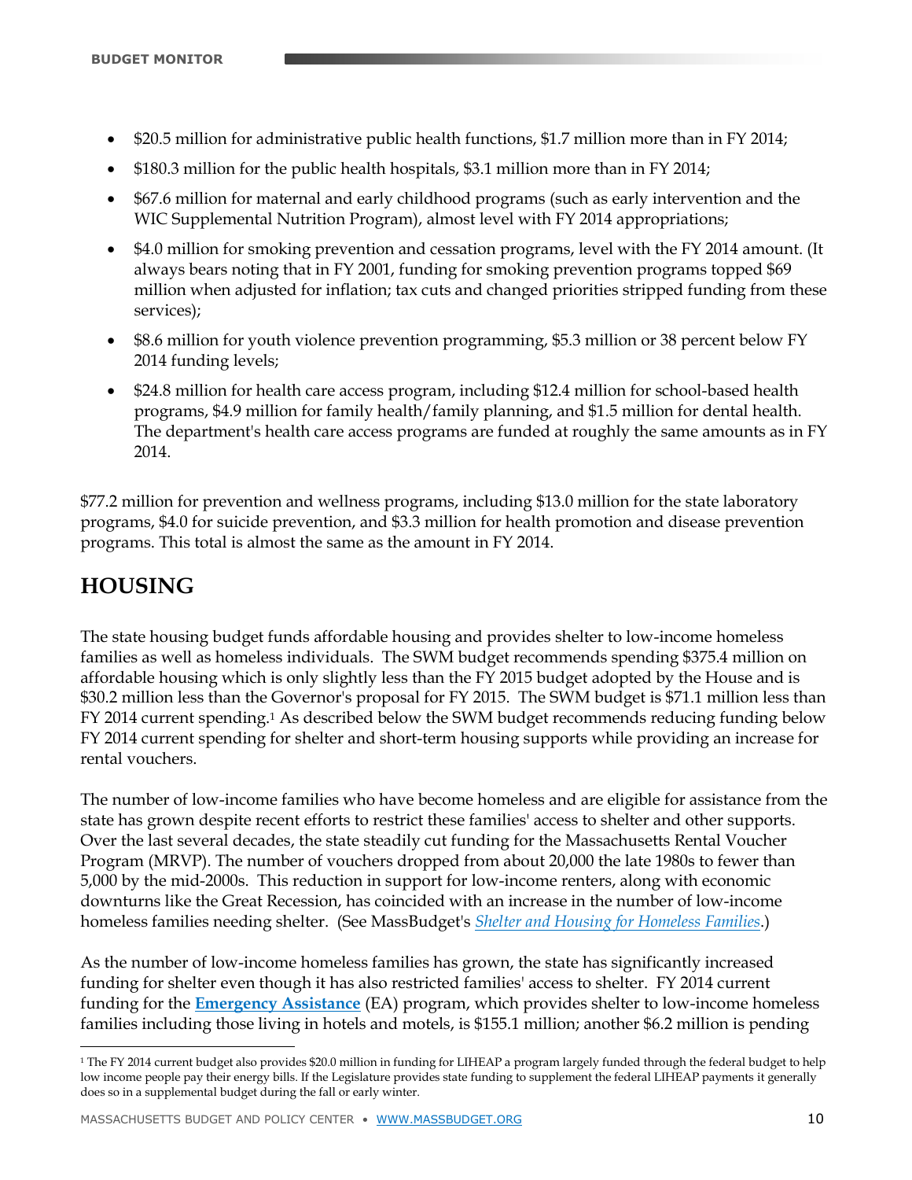- $20.5 million for administrative public health functions, $1.7 million more than in FY 2014;
- $180.3 million for the public health hospitals, $3.1 million more than in FY 2014;
- $67.6 million for maternal and early childhood programs (such as early intervention and the WIC Supplemental Nutrition Program), almost level with FY 2014 appropriations;
- $4.0 million for smoking prevention and cessation programs, level with the FY 2014 amount. (It always bears noting that in FY 2001, funding for smoking prevention programs topped $69 million when adjusted for inflation; tax cuts and changed priorities stripped funding from these services);
- $8.6 million for youth violence prevention programming, $5.3 million or 38 percent below FY 2014 funding levels;
- $24.8 million for health care access program, including $12.4 million for school-based health programs, $4.9 million for family health/family planning, and $1.5 million for dental health. The department's health care access programs are funded at roughly the same amounts as in FY 2014.

$77.2 million for prevention and wellness programs, including $13.0 million for the state laboratory programs, $4.0 for suicide prevention, and $3.3 million for health promotion and disease prevention programs. This total is almost the same as the amount in FY 2014.

## HOUSING

The state housing budget funds affordable housing and provides shelter to low-income homeless families as well as homeless individuals. The SWM budget recommends spending $375.4 million on affordable housing which is only slightly less than the FY 2015 budget adopted by the House and is $30.2 million less than the Governor's proposal for FY 2015. The SWM budget is $71.1 million less than FY 2014 current spending.[1] As described below the SWM budget recommends reducing funding below FY 2014 current spending for shelter and short-term housing supports while providing an increase for rental vouchers.

The number of low-income families who have become homeless and are eligible for assistance from the state has grown despite recent efforts to restrict these families' access to shelter and other supports. Over the last several decades, the state steadily cut funding for the Massachusetts Rental Voucher Program (MRVP). The number of vouchers dropped from about 20,000 the late 1980s to fewer than 5,000 by the mid-2000s. This reduction in support for low-income renters, along with economic downturns like the Great Recession, has coincided with an increase in the number of low-income homeless families needing shelter. (See MassBudget's *Shelter and Housing for Homeless Families*.)

As the number of low-income homeless families has grown, the state has significantly increased funding for shelter even though it has also restricted families' access to shelter. FY 2014 current funding for the **Emergency Assistance** (EA) program, which provides shelter to low-income homeless families including those living in hotels and motels, is $155.1 million; another $6.2 million is pending

[1] The FY 2014 current budget also provides $20.0 million in funding for LIHEAP a program largely funded through the federal budget to help low income people pay their energy bills. If the Legislature provides state funding to supplement the federal LIHEAP payments it generally does so in a supplemental budget during the fall or early winter.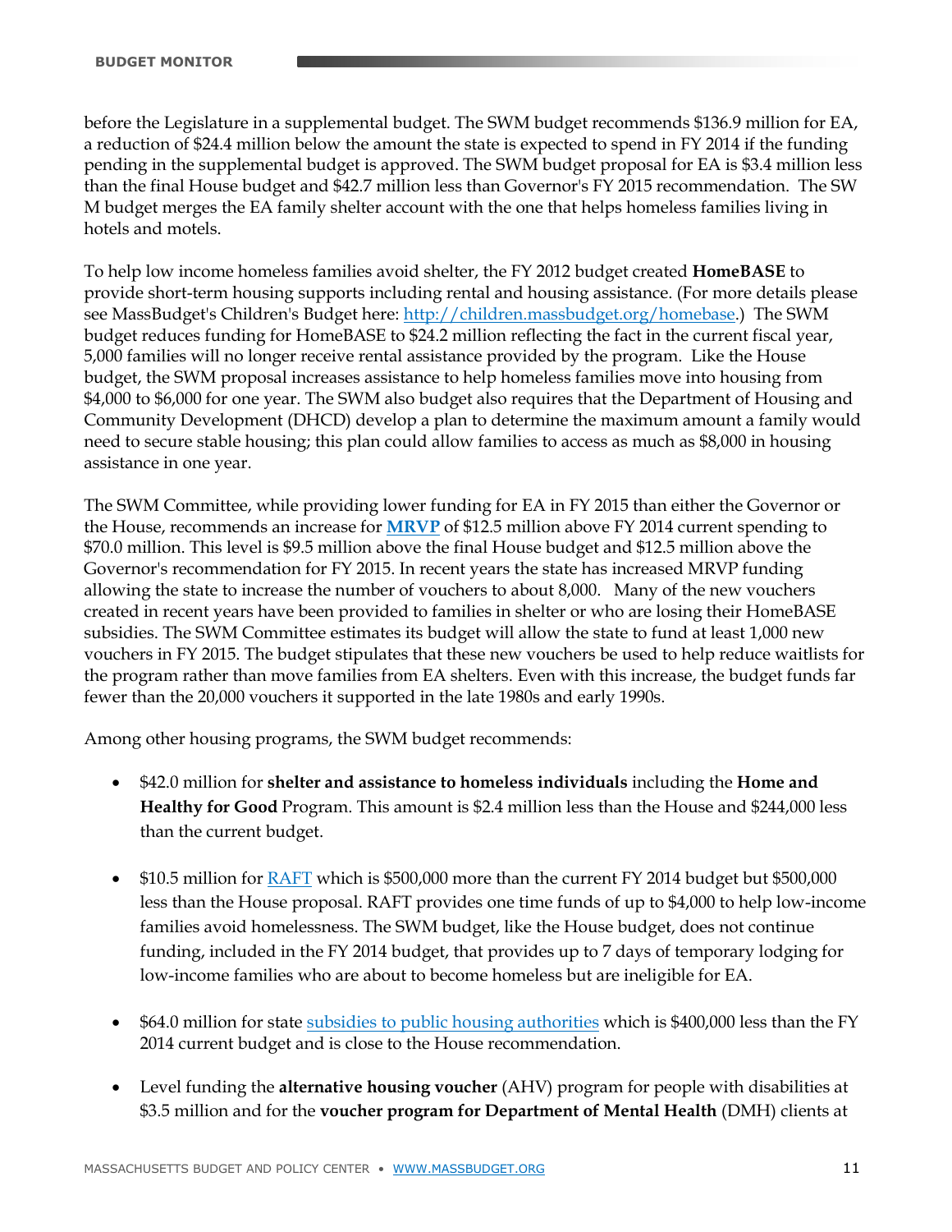before the Legislature in a supplemental budget. The SWM budget recommends $136.9 million for EA, a reduction of $24.4 million below the amount the state is expected to spend in FY 2014 if the funding pending in the supplemental budget is approved. The SWM budget proposal for EA is $3.4 million less than the final House budget and $42.7 million less than Governor's FY 2015 recommendation. The SW M budget merges the EA family shelter account with the one that helps homeless families living in hotels and motels.

To help low income homeless families avoid shelter, the FY 2012 budget created **HomeBASE** to provide short-term housing supports including rental and housing assistance. (For more details please see MassBudget's Children's Budget here: [http://children.massbudget.org/homebase](http://children.massbudget.org/homebase).) The SWM budget reduces funding for HomeBASE to $24.2 million reflecting the fact in the current fiscal year, 5,000 families will no longer receive rental assistance provided by the program. Like the House budget, the SWM proposal increases assistance to help homeless families move into housing from $4,000 to $6,000 for one year. The SWM also budget also requires that the Department of Housing and Community Development (DHCD) develop a plan to determine the maximum amount a family would need to secure stable housing; this plan could allow families to access as much as $8,000 in housing assistance in one year.

The SWM Committee, while providing lower funding for EA in FY 2015 than either the Governor or the House, recommends an increase for **MRVP** of $12.5 million above FY 2014 current spending to $70.0 million. This level is $9.5 million above the final House budget and $12.5 million above the Governor's recommendation for FY 2015. In recent years the state has increased MRVP funding allowing the state to increase the number of vouchers to about 8,000. Many of the new vouchers created in recent years have been provided to families in shelter or who are losing their HomeBASE subsidies. The SWM Committee estimates its budget will allow the state to fund at least 1,000 new vouchers in FY 2015. The budget stipulates that these new vouchers be used to help reduce waitlists for the program rather than move families from EA shelters. Even with this increase, the budget funds far fewer than the 20,000 vouchers it supported in the late 1980s and early 1990s.

Among other housing programs, the SWM budget recommends:

- $42.0 million for **shelter and assistance to homeless individuals** including the **Home and Healthy for Good** Program. This amount is $2.4 million less than the House and $244,000 less than the current budget.

- $10.5 million for RAFT which is $500,000 more than the current FY 2014 budget but $500,000 less than the House proposal. RAFT provides one time funds of up to $4,000 to help low-income families avoid homelessness. The SWM budget, like the House budget, does not continue funding, included in the FY 2014 budget, that provides up to 7 days of temporary lodging for low-income families who are about to become homeless but are ineligible for EA.

- $64.0 million for state subsidies to public housing authorities which is $400,000 less than the FY 2014 current budget and is close to the House recommendation.

- Level funding the **alternative housing voucher** (AHV) program for people with disabilities at $3.5 million and for the **voucher program for Department of Mental Health** (DMH) clients at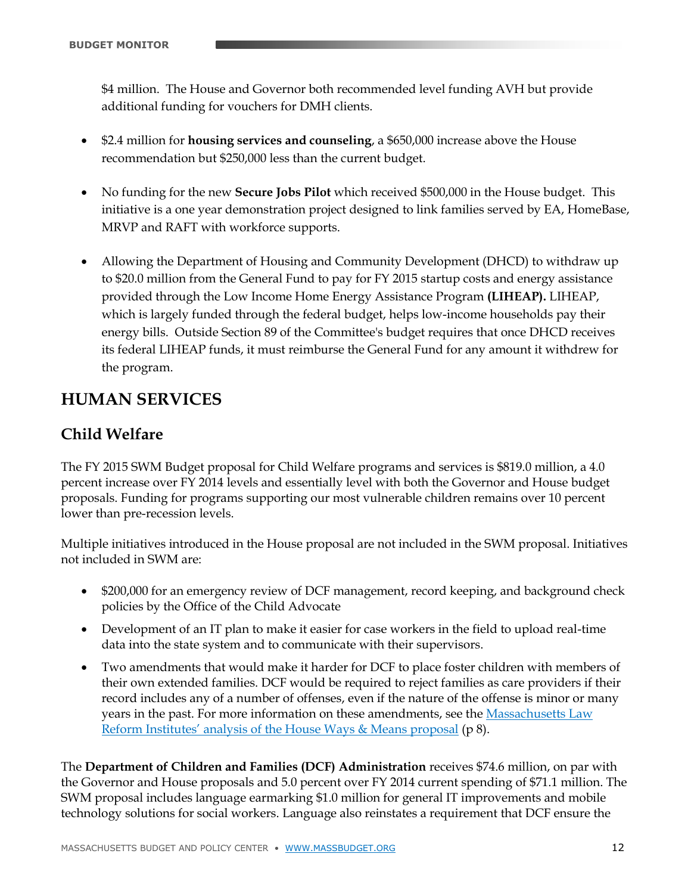$4 million. The House and Governor both recommended level funding AVH but provide additional funding for vouchers for DMH clients.

- $2.4 million for **housing services and counseling**, a $650,000 increase above the House recommendation but $250,000 less than the current budget.

- No funding for the new **Secure Jobs Pilot** which received $500,000 in the House budget. This initiative is a one year demonstration project designed to link families served by EA, HomeBase, MRVP and RAFT with workforce supports.

- Allowing the Department of Housing and Community Development (DHCD) to withdraw up to $20.0 million from the General Fund to pay for FY 2015 startup costs and energy assistance provided through the Low Income Home Energy Assistance Program **(LIHEAP).** LIHEAP, which is largely funded through the federal budget, helps low-income households pay their energy bills. Outside Section 89 of the Committee's budget requires that once DHCD receives its federal LIHEAP funds, it must reimburse the General Fund for any amount it withdrew for the program.

# HUMAN SERVICES

## Child Welfare

The FY 2015 SWM Budget proposal for Child Welfare programs and services is $819.0 million, a 4.0 percent increase over FY 2014 levels and essentially level with both the Governor and House budget proposals. Funding for programs supporting our most vulnerable children remains over 10 percent lower than pre-recession levels.

Multiple initiatives introduced in the House proposal are not included in the SWM proposal. Initiatives not included in SWM are:

- $200,000 for an emergency review of DCF management, record keeping, and background check policies by the Office of the Child Advocate
- Development of an IT plan to make it easier for case workers in the field to upload real-time data into the state system and to communicate with their supervisors.
- Two amendments that would make it harder for DCF to place foster children with members of their own extended families. DCF would be required to reject families as care providers if their record includes any of a number of offenses, even if the nature of the offense is minor or many years in the past. For more information on these amendments, see the Massachusetts Law Reform Institutes' analysis of the House Ways & Means proposal (p 8).

The **Department of Children and Families (DCF) Administration** receives $74.6 million, on par with the Governor and House proposals and 5.0 percent over FY 2014 current spending of $71.1 million. The SWM proposal includes language earmarking $1.0 million for general IT improvements and mobile technology solutions for social workers. Language also reinstates a requirement that DCF ensure the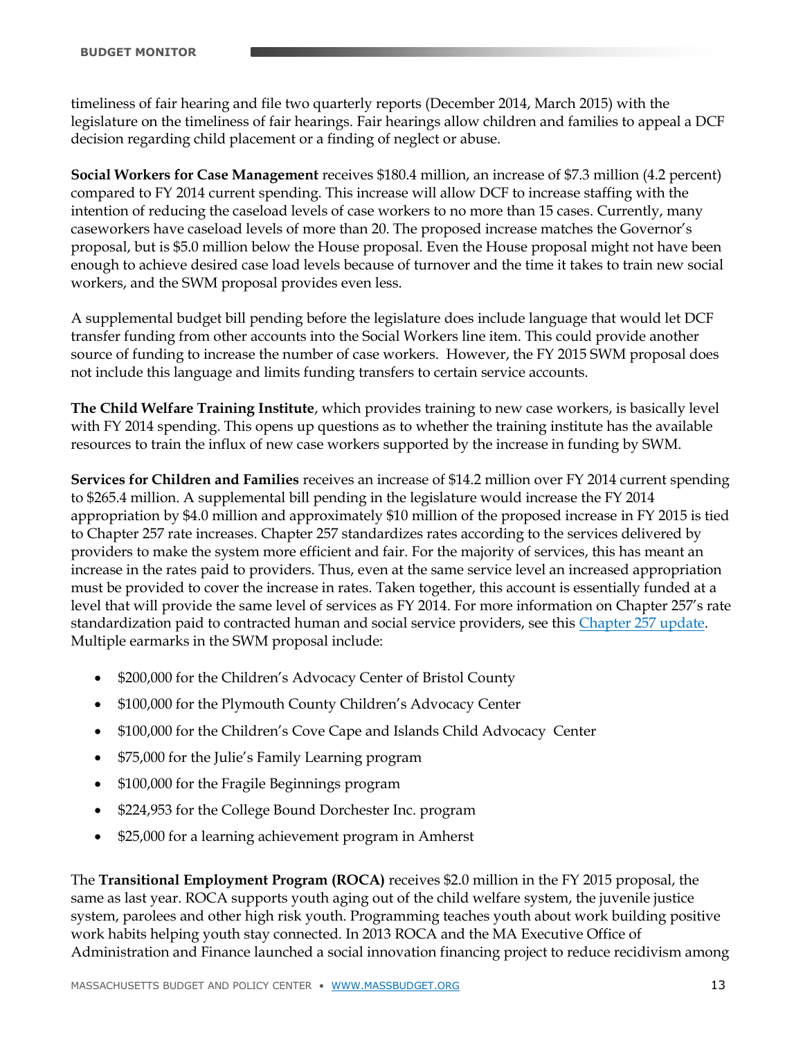timeliness of fair hearing and file two quarterly reports (December 2014, March 2015) with the legislature on the timeliness of fair hearings. Fair hearings allow children and families to appeal a DCF decision regarding child placement or a finding of neglect or abuse.

**Social Workers for Case Management** receives $180.4 million, an increase of $7.3 million (4.2 percent) compared to FY 2014 current spending. This increase will allow DCF to increase staffing with the intention of reducing the caseload levels of case workers to no more than 15 cases. Currently, many caseworkers have caseload levels of more than 20. The proposed increase matches the Governor's proposal, but is $5.0 million below the House proposal. Even the House proposal might not have been enough to achieve desired case load levels because of turnover and the time it takes to train new social workers, and the SWM proposal provides even less.

A supplemental budget bill pending before the legislature does include language that would let DCF transfer funding from other accounts into the Social Workers line item. This could provide another source of funding to increase the number of case workers. However, the FY 2015 SWM proposal does not include this language and limits funding transfers to certain service accounts.

**The Child Welfare Training Institute**, which provides training to new case workers, is basically level with FY 2014 spending. This opens up questions as to whether the training institute has the available resources to train the influx of new case workers supported by the increase in funding by SWM.

**Services for Children and Families** receives an increase of $14.2 million over FY 2014 current spending to $265.4 million. A supplemental bill pending in the legislature would increase the FY 2014 appropriation by $4.0 million and approximately $10 million of the proposed increase in FY 2015 is tied to Chapter 257 rate increases. Chapter 257 standardizes rates according to the services delivered by providers to make the system more efficient and fair. For the majority of services, this has meant an increase in the rates paid to providers. Thus, even at the same service level an increased appropriation must be provided to cover the increase in rates. Taken together, this account is essentially funded at a level that will provide the same level of services as FY 2014. For more information on Chapter 257's rate standardization paid to contracted human and social service providers, see this Chapter 257 update. Multiple earmarks in the SWM proposal include:

- $200,000 for the Children's Advocacy Center of Bristol County
- $100,000 for the Plymouth County Children's Advocacy Center
- $100,000 for the Children's Cove Cape and Islands Child Advocacy Center
- $75,000 for the Julie's Family Learning program
- $100,000 for the Fragile Beginnings program
- $224,953 for the College Bound Dorchester Inc. program
- $25,000 for a learning achievement program in Amherst

The **Transitional Employment Program (ROCA)** receives $2.0 million in the FY 2015 proposal, the same as last year. ROCA supports youth aging out of the child welfare system, the juvenile justice system, parolees and other high risk youth. Programming teaches youth about work building positive work habits helping youth stay connected. In 2013 ROCA and the MA Executive Office of Administration and Finance launched a social innovation financing project to reduce recidivism among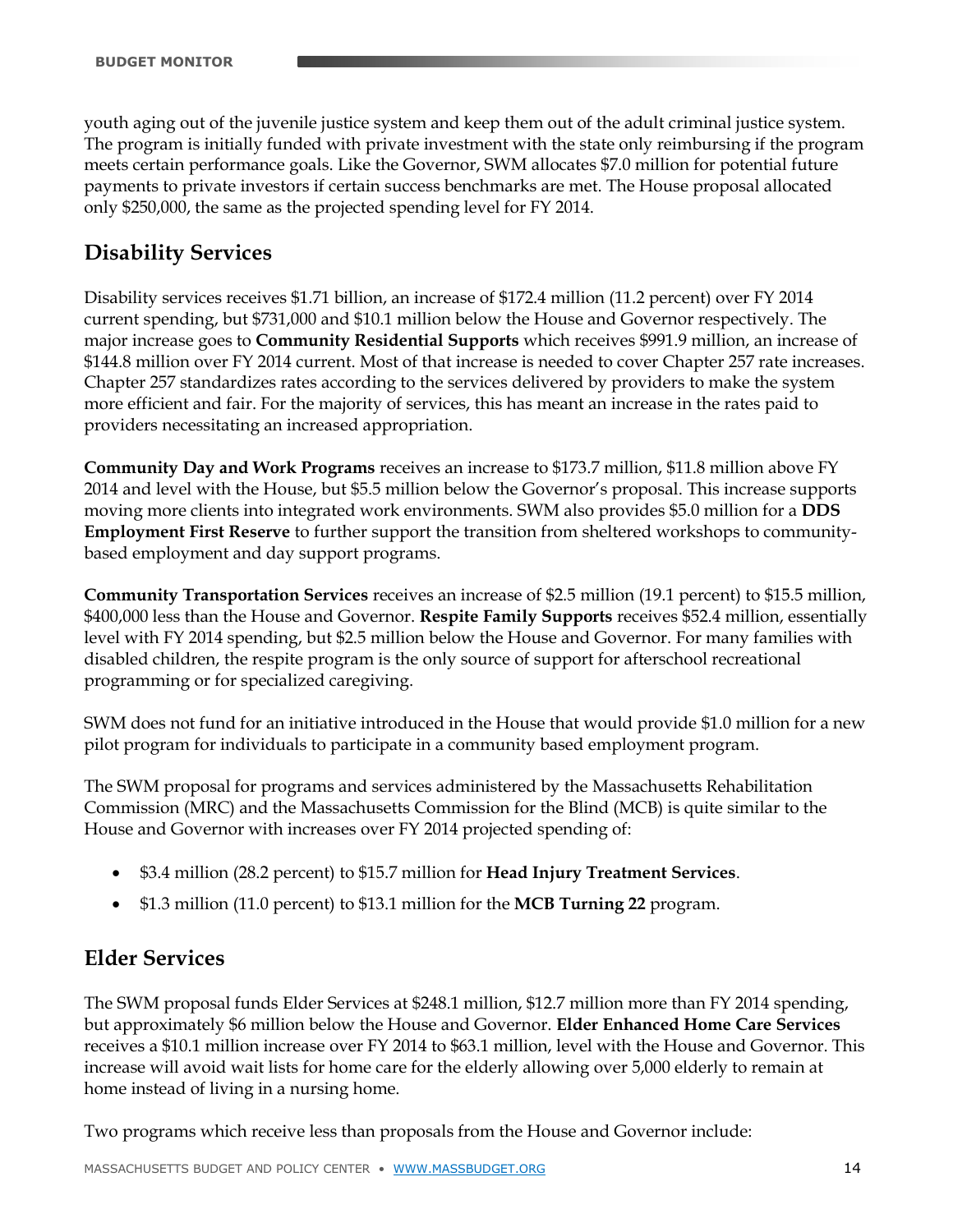youth aging out of the juvenile justice system and keep them out of the adult criminal justice system. The program is initially funded with private investment with the state only reimbursing if the program meets certain performance goals. Like the Governor, SWM allocates $7.0 million for potential future payments to private investors if certain success benchmarks are met. The House proposal allocated only $250,000, the same as the projected spending level for FY 2014.

## Disability Services

Disability services receives $1.71 billion, an increase of $172.4 million (11.2 percent) over FY 2014 current spending, but $731,000 and $10.1 million below the House and Governor respectively. The major increase goes to **Community Residential Supports** which receives $991.9 million, an increase of $144.8 million over FY 2014 current. Most of that increase is needed to cover Chapter 257 rate increases. Chapter 257 standardizes rates according to the services delivered by providers to make the system more efficient and fair. For the majority of services, this has meant an increase in the rates paid to providers necessitating an increased appropriation.

**Community Day and Work Programs** receives an increase to $173.7 million, $11.8 million above FY 2014 and level with the House, but $5.5 million below the Governor's proposal. This increase supports moving more clients into integrated work environments. SWM also provides $5.0 million for a **DDS Employment First Reserve** to further support the transition from sheltered workshops to community-based employment and day support programs.

**Community Transportation Services** receives an increase of $2.5 million (19.1 percent) to $15.5 million, $400,000 less than the House and Governor. **Respite Family Supports** receives $52.4 million, essentially level with FY 2014 spending, but $2.5 million below the House and Governor. For many families with disabled children, the respite program is the only source of support for afterschool recreational programming or for specialized caregiving.

SWM does not fund for an initiative introduced in the House that would provide $1.0 million for a new pilot program for individuals to participate in a community based employment program.

The SWM proposal for programs and services administered by the Massachusetts Rehabilitation Commission (MRC) and the Massachusetts Commission for the Blind (MCB) is quite similar to the House and Governor with increases over FY 2014 projected spending of:

- $3.4 million (28.2 percent) to $15.7 million for **Head Injury Treatment Services**.
- $1.3 million (11.0 percent) to $13.1 million for the **MCB Turning 22** program.

## Elder Services

The SWM proposal funds Elder Services at $248.1 million, $12.7 million more than FY 2014 spending, but approximately $6 million below the House and Governor. **Elder Enhanced Home Care Services** receives a $10.1 million increase over FY 2014 to $63.1 million, level with the House and Governor. This increase will avoid wait lists for home care for the elderly allowing over 5,000 elderly to remain at home instead of living in a nursing home.

Two programs which receive less than proposals from the House and Governor include: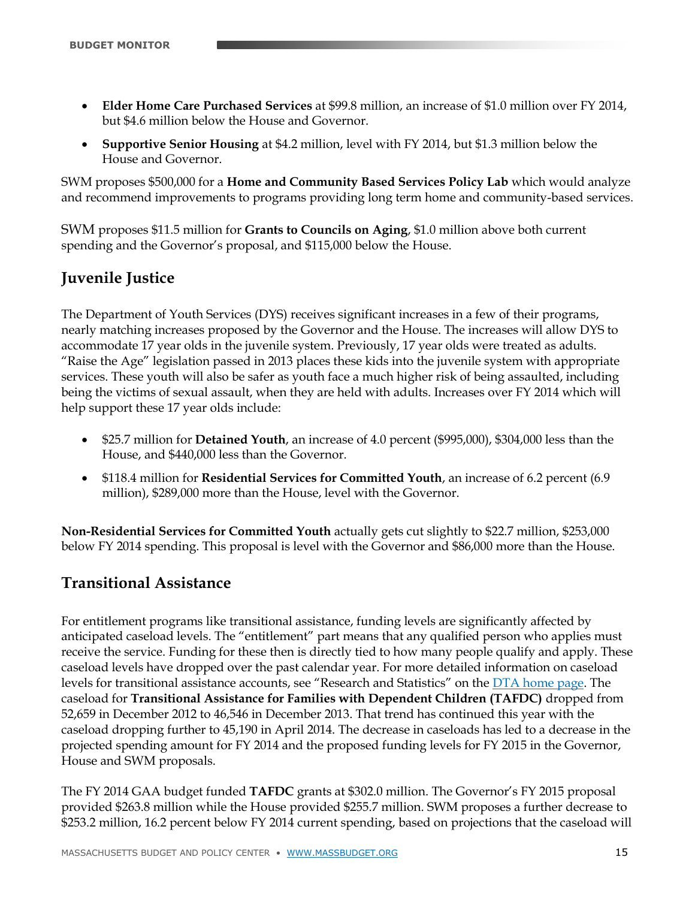- **Elder Home Care Purchased Services** at $99.8 million, an increase of $1.0 million over FY 2014, but $4.6 million below the House and Governor.
- **Supportive Senior Housing** at $4.2 million, level with FY 2014, but $1.3 million below the House and Governor.

SWM proposes $500,000 for a **Home and Community Based Services Policy Lab** which would analyze and recommend improvements to programs providing long term home and community-based services.

SWM proposes $11.5 million for **Grants to Councils on Aging**, $1.0 million above both current spending and the Governor's proposal, and $115,000 below the House.

## Juvenile Justice

The Department of Youth Services (DYS) receives significant increases in a few of their programs, nearly matching increases proposed by the Governor and the House. The increases will allow DYS to accommodate 17 year olds in the juvenile system. Previously, 17 year olds were treated as adults. "Raise the Age" legislation passed in 2013 places these kids into the juvenile system with appropriate services. These youth will also be safer as youth face a much higher risk of being assaulted, including being the victims of sexual assault, when they are held with adults. Increases over FY 2014 which will help support these 17 year olds include:

- $25.7 million for **Detained Youth**, an increase of 4.0 percent ($995,000), $304,000 less than the House, and $440,000 less than the Governor.
- $118.4 million for **Residential Services for Committed Youth**, an increase of 6.2 percent (6.9 million), $289,000 more than the House, level with the Governor.

**Non-Residential Services for Committed Youth** actually gets cut slightly to $22.7 million, $253,000 below FY 2014 spending. This proposal is level with the Governor and $86,000 more than the House.

## Transitional Assistance

For entitlement programs like transitional assistance, funding levels are significantly affected by anticipated caseload levels. The "entitlement" part means that any qualified person who applies must receive the service. Funding for these then is directly tied to how many people qualify and apply. These caseload levels have dropped over the past calendar year. For more detailed information on caseload levels for transitional assistance accounts, see "Research and Statistics" on the DTA home page. The caseload for **Transitional Assistance for Families with Dependent Children (TAFDC)** dropped from 52,659 in December 2012 to 46,546 in December 2013. That trend has continued this year with the caseload dropping further to 45,190 in April 2014. The decrease in caseloads has led to a decrease in the projected spending amount for FY 2014 and the proposed funding levels for FY 2015 in the Governor, House and SWM proposals.

The FY 2014 GAA budget funded **TAFDC** grants at $302.0 million. The Governor's FY 2015 proposal provided $263.8 million while the House provided $255.7 million. SWM proposes a further decrease to $253.2 million, 16.2 percent below FY 2014 current spending, based on projections that the caseload will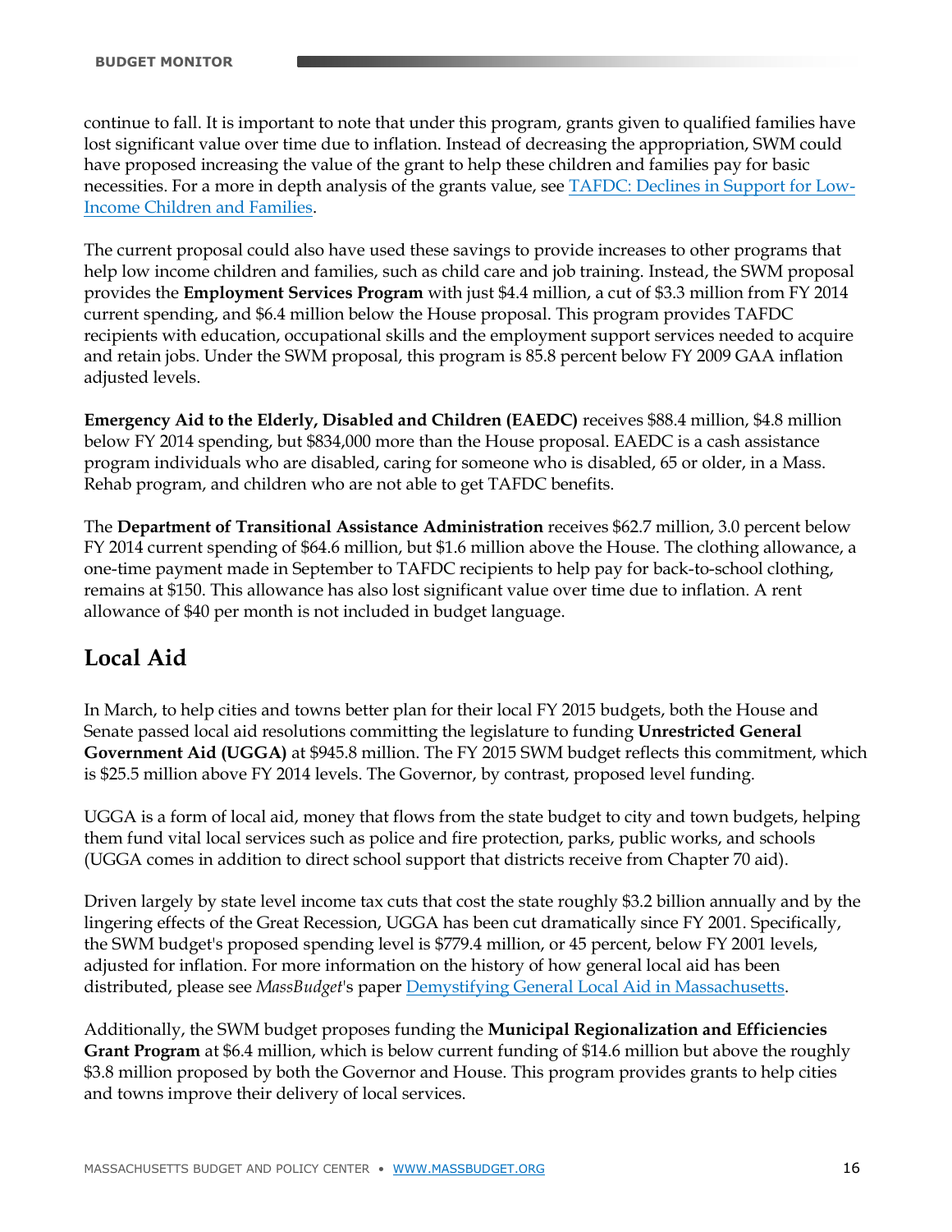continue to fall. It is important to note that under this program, grants given to qualified families have lost significant value over time due to inflation. Instead of decreasing the appropriation, SWM could have proposed increasing the value of the grant to help these children and families pay for basic necessities. For a more in depth analysis of the grants value, see [TAFDC: Declines in Support for Low-Income Children and Families](#).

The current proposal could also have used these savings to provide increases to other programs that help low income children and families, such as child care and job training. Instead, the SWM proposal provides the **Employment Services Program** with just $4.4 million, a cut of $3.3 million from FY 2014 current spending, and $6.4 million below the House proposal. This program provides TAFDC recipients with education, occupational skills and the employment support services needed to acquire and retain jobs. Under the SWM proposal, this program is 85.8 percent below FY 2009 GAA inflation adjusted levels.

**Emergency Aid to the Elderly, Disabled and Children (EAEDC)** receives $88.4 million, $4.8 million below FY 2014 spending, but $834,000 more than the House proposal. EAEDC is a cash assistance program individuals who are disabled, caring for someone who is disabled, 65 or older, in a Mass. Rehab program, and children who are not able to get TAFDC benefits.

The **Department of Transitional Assistance Administration** receives $62.7 million, 3.0 percent below FY 2014 current spending of $64.6 million, but $1.6 million above the House. The clothing allowance, a one-time payment made in September to TAFDC recipients to help pay for back-to-school clothing, remains at $150. This allowance has also lost significant value over time due to inflation. A rent allowance of $40 per month is not included in budget language.

## Local Aid

In March, to help cities and towns better plan for their local FY 2015 budgets, both the House and Senate passed local aid resolutions committing the legislature to funding **Unrestricted General Government Aid (UGGA)** at $945.8 million. The FY 2015 SWM budget reflects this commitment, which is $25.5 million above FY 2014 levels. The Governor, by contrast, proposed level funding.

UGGA is a form of local aid, money that flows from the state budget to city and town budgets, helping them fund vital local services such as police and fire protection, parks, public works, and schools (UGGA comes in addition to direct school support that districts receive from Chapter 70 aid).

Driven largely by state level income tax cuts that cost the state roughly $3.2 billion annually and by the lingering effects of the Great Recession, UGGA has been cut dramatically since FY 2001. Specifically, the SWM budget's proposed spending level is $779.4 million, or 45 percent, below FY 2001 levels, adjusted for inflation. For more information on the history of how general local aid has been distributed, please see *MassBudget*'s paper [Demystifying General Local Aid in Massachusetts](#).

Additionally, the SWM budget proposes funding the **Municipal Regionalization and Efficiencies Grant Program** at $6.4 million, which is below current funding of $14.6 million but above the roughly $3.8 million proposed by both the Governor and House. This program provides grants to help cities and towns improve their delivery of local services.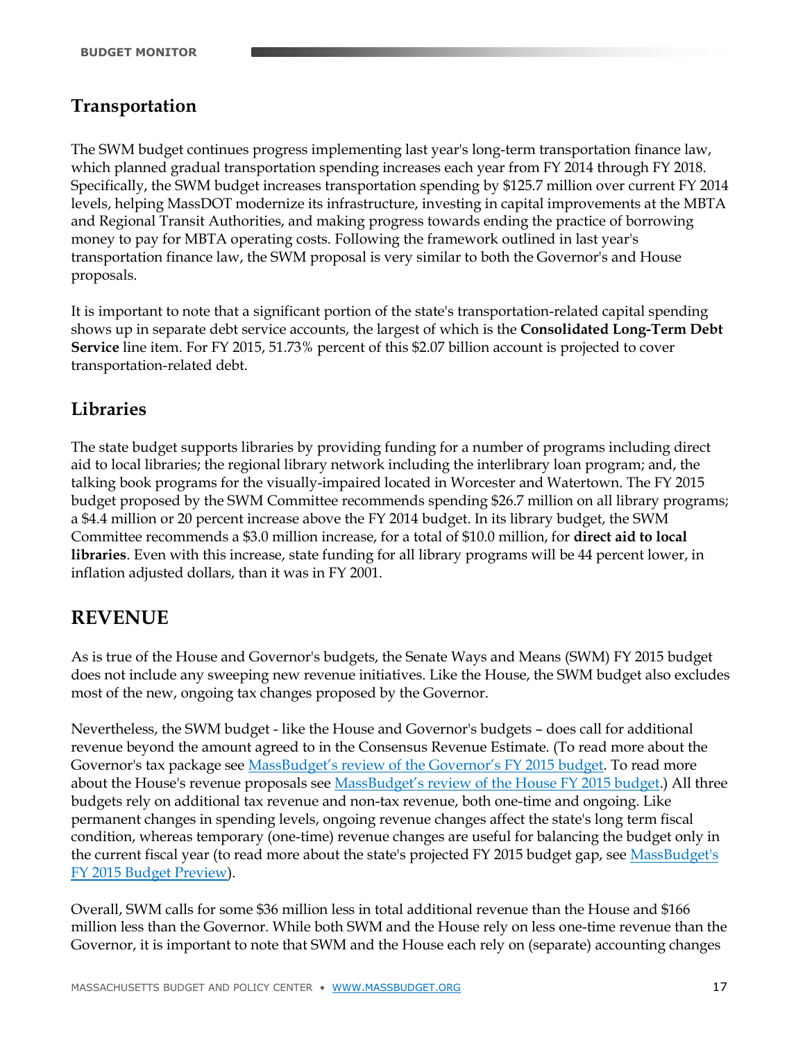## Transportation

The SWM budget continues progress implementing last year's long-term transportation finance law, which planned gradual transportation spending increases each year from FY 2014 through FY 2018. Specifically, the SWM budget increases transportation spending by $125.7 million over current FY 2014 levels, helping MassDOT modernize its infrastructure, investing in capital improvements at the MBTA and Regional Transit Authorities, and making progress towards ending the practice of borrowing money to pay for MBTA operating costs. Following the framework outlined in last year's transportation finance law, the SWM proposal is very similar to both the Governor's and House proposals.

It is important to note that a significant portion of the state's transportation-related capital spending shows up in separate debt service accounts, the largest of which is the **Consolidated Long-Term Debt Service** line item. For FY 2015, 51.73% percent of this $2.07 billion account is projected to cover transportation-related debt.

## Libraries

The state budget supports libraries by providing funding for a number of programs including direct aid to local libraries; the regional library network including the interlibrary loan program; and, the talking book programs for the visually-impaired located in Worcester and Watertown. The FY 2015 budget proposed by the SWM Committee recommends spending $26.7 million on all library programs; a $4.4 million or 20 percent increase above the FY 2014 budget. In its library budget, the SWM Committee recommends a $3.0 million increase, for a total of $10.0 million, for **direct aid to local libraries**. Even with this increase, state funding for all library programs will be 44 percent lower, in inflation adjusted dollars, than it was in FY 2001.

# REVENUE

As is true of the House and Governor's budgets, the Senate Ways and Means (SWM) FY 2015 budget does not include any sweeping new revenue initiatives. Like the House, the SWM budget also excludes most of the new, ongoing tax changes proposed by the Governor.

Nevertheless, the SWM budget - like the House and Governor's budgets – does call for additional revenue beyond the amount agreed to in the Consensus Revenue Estimate. (To read more about the Governor's tax package see [MassBudget's review of the Governor's FY 2015 budget](). To read more about the House's revenue proposals see [MassBudget's review of the House FY 2015 budget]().) All three budgets rely on additional tax revenue and non-tax revenue, both one-time and ongoing. Like permanent changes in spending levels, ongoing revenue changes affect the state's long term fiscal condition, whereas temporary (one-time) revenue changes are useful for balancing the budget only in the current fiscal year (to read more about the state's projected FY 2015 budget gap, see [MassBudget's FY 2015 Budget Preview]()).

Overall, SWM calls for some $36 million less in total additional revenue than the House and $166 million less than the Governor. While both SWM and the House rely on less one-time revenue than the Governor, it is important to note that SWM and the House each rely on (separate) accounting changes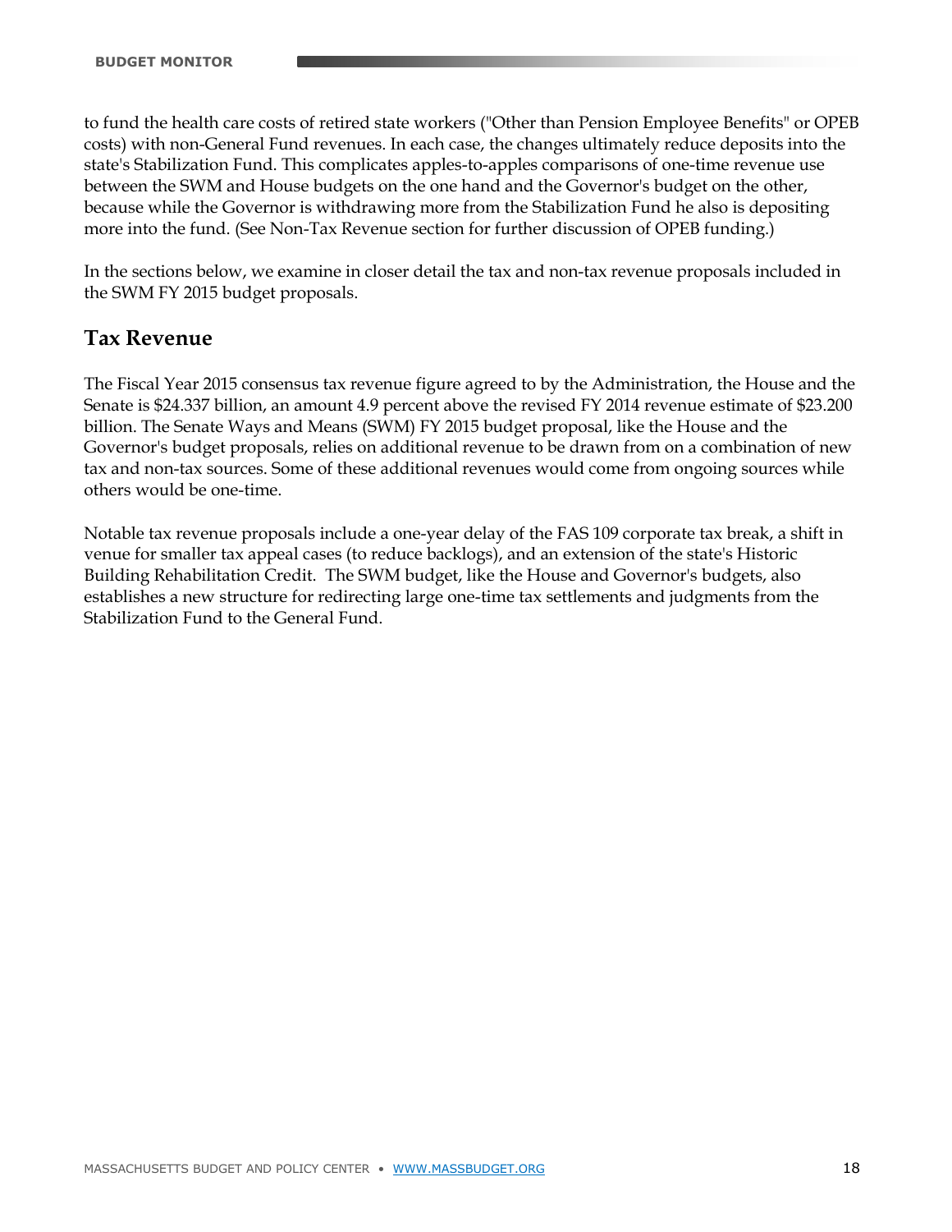to fund the health care costs of retired state workers ("Other than Pension Employee Benefits" or OPEB costs) with non-General Fund revenues. In each case, the changes ultimately reduce deposits into the state's Stabilization Fund. This complicates apples-to-apples comparisons of one-time revenue use between the SWM and House budgets on the one hand and the Governor's budget on the other, because while the Governor is withdrawing more from the Stabilization Fund he also is depositing more into the fund. (See Non-Tax Revenue section for further discussion of OPEB funding.)

In the sections below, we examine in closer detail the tax and non-tax revenue proposals included in the SWM FY 2015 budget proposals.

## Tax Revenue

The Fiscal Year 2015 consensus tax revenue figure agreed to by the Administration, the House and the Senate is $24.337 billion, an amount 4.9 percent above the revised FY 2014 revenue estimate of $23.200 billion. The Senate Ways and Means (SWM) FY 2015 budget proposal, like the House and the Governor's budget proposals, relies on additional revenue to be drawn from on a combination of new tax and non-tax sources. Some of these additional revenues would come from ongoing sources while others would be one-time.

Notable tax revenue proposals include a one-year delay of the FAS 109 corporate tax break, a shift in venue for smaller tax appeal cases (to reduce backlogs), and an extension of the state's Historic Building Rehabilitation Credit. The SWM budget, like the House and Governor's budgets, also establishes a new structure for redirecting large one-time tax settlements and judgments from the Stabilization Fund to the General Fund.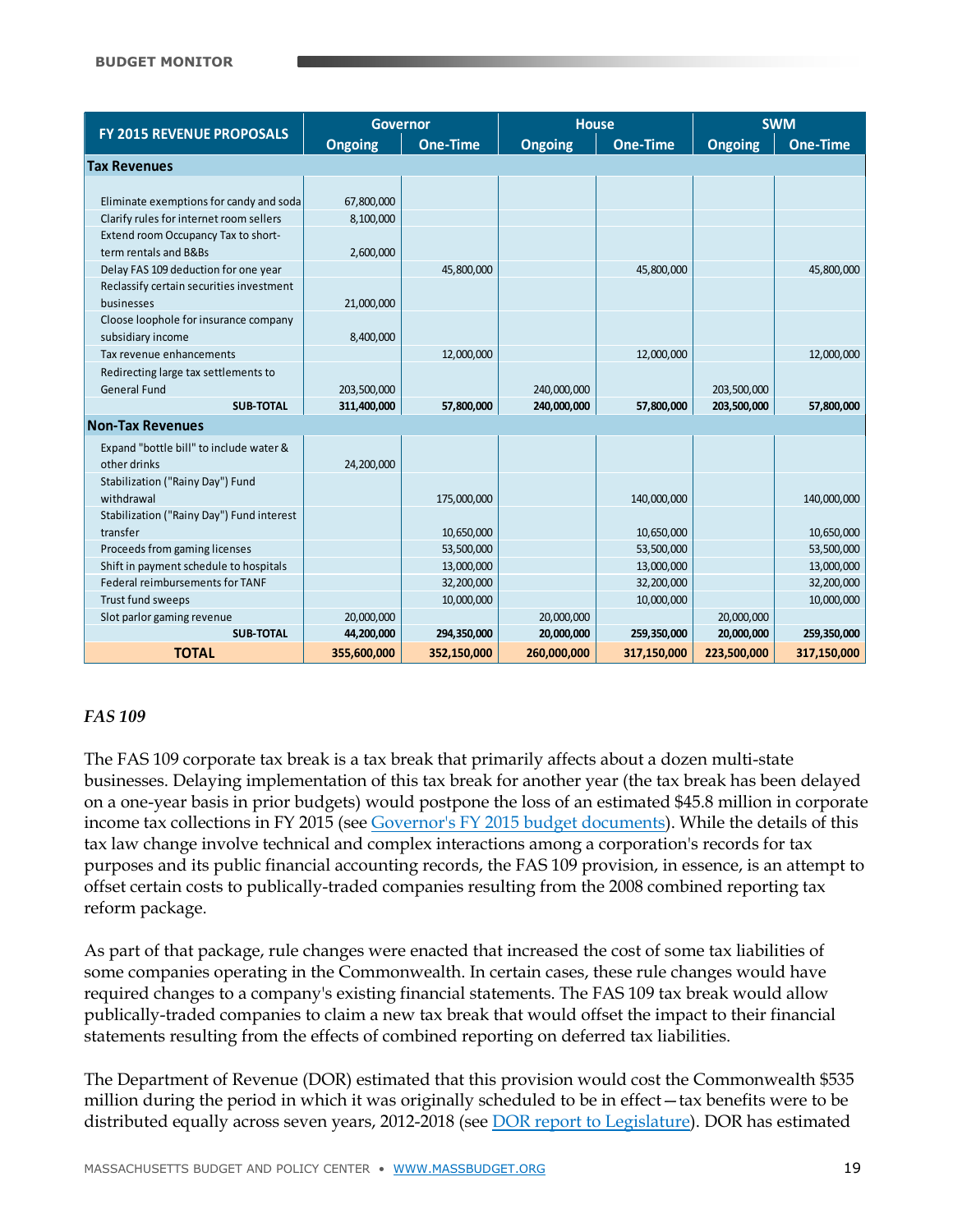| FY 2015 REVENUE PROPOSALS | Governor | | House | | SWM | |
|---|---|---|---|---|---|---|
| | Ongoing | One-Time | Ongoing | One-Time | Ongoing | One-Time |
| **Tax Revenues** | | | | | | |
| Eliminate exemptions for candy and soda | 67,800,000 | | | | | |
| Clarify rules for internet room sellers | 8,100,000 | | | | | |
| Extend room Occupancy Tax to short-term rentals and B&Bs | 2,600,000 | | | | | |
| Delay FAS 109 deduction for one year | | 45,800,000 | | 45,800,000 | | 45,800,000 |
| Reclassify certain securities investment businesses | 21,000,000 | | | | | |
| Cloose loophole for insurance company subsidiary income | 8,400,000 | | | | | |
| Tax revenue enhancements | | 12,000,000 | | 12,000,000 | | 12,000,000 |
| Redirecting large tax settlements to General Fund | 203,500,000 | | 240,000,000 | | 203,500,000 | |
| **SUB-TOTAL** | **311,400,000** | **57,800,000** | **240,000,000** | **57,800,000** | **203,500,000** | **57,800,000** |
| **Non-Tax Revenues** | | | | | | |
| Expand "bottle bill" to include water & other drinks | 24,200,000 | | | | | |
| Stabilization ("Rainy Day") Fund withdrawal | | 175,000,000 | | 140,000,000 | | 140,000,000 |
| Stabilization ("Rainy Day") Fund interest transfer | | 10,650,000 | | 10,650,000 | | 10,650,000 |
| Proceeds from gaming licenses | | 53,500,000 | | 53,500,000 | | 53,500,000 |
| Shift in payment schedule to hospitals | | 13,000,000 | | 13,000,000 | | 13,000,000 |
| Federal reimbursements for TANF | | 32,200,000 | | 32,200,000 | | 32,200,000 |
| Trust fund sweeps | | 10,000,000 | | 10,000,000 | | 10,000,000 |
| Slot parlor gaming revenue | 20,000,000 | | 20,000,000 | | 20,000,000 | |
| **SUB-TOTAL** | **44,200,000** | **294,350,000** | **20,000,000** | **259,350,000** | **20,000,000** | **259,350,000** |
| **TOTAL** | **355,600,000** | **352,150,000** | **260,000,000** | **317,150,000** | **223,500,000** | **317,150,000** |

### *FAS 109*

The FAS 109 corporate tax break is a tax break that primarily affects about a dozen multi-state businesses. Delaying implementation of this tax break for another year (the tax break has been delayed on a one-year basis in prior budgets) would postpone the loss of an estimated $45.8 million in corporate income tax collections in FY 2015 (see Governor's FY 2015 budget documents). While the details of this tax law change involve technical and complex interactions among a corporation's records for tax purposes and its public financial accounting records, the FAS 109 provision, in essence, is an attempt to offset certain costs to publically-traded companies resulting from the 2008 combined reporting tax reform package.

As part of that package, rule changes were enacted that increased the cost of some tax liabilities of some companies operating in the Commonwealth. In certain cases, these rule changes would have required changes to a company's existing financial statements. The FAS 109 tax break would allow publically-traded companies to claim a new tax break that would offset the impact to their financial statements resulting from the effects of combined reporting on deferred tax liabilities.

The Department of Revenue (DOR) estimated that this provision would cost the Commonwealth $535 million during the period in which it was originally scheduled to be in effect—tax benefits were to be distributed equally across seven years, 2012-2018 (see DOR report to Legislature). DOR has estimated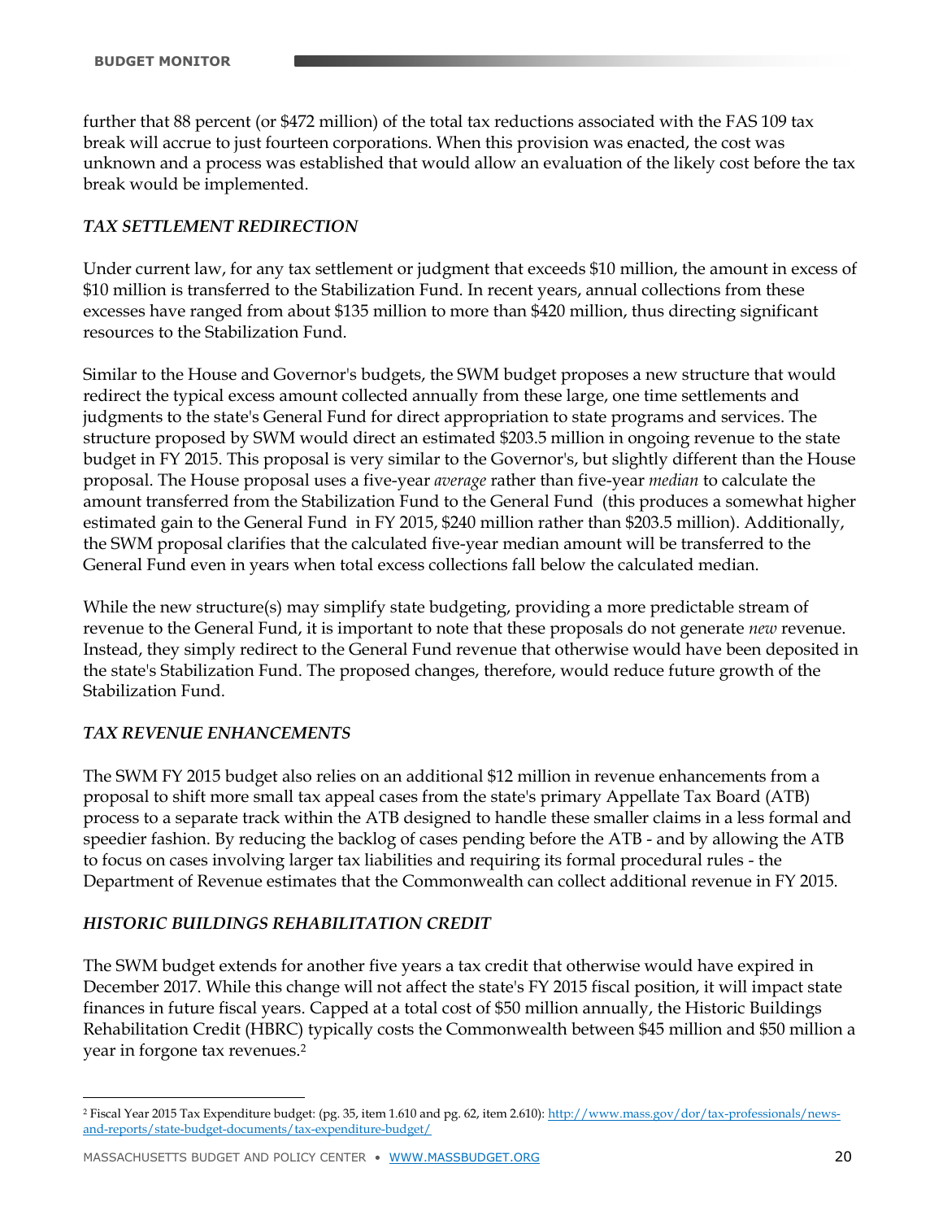further that 88 percent (or $472 million) of the total tax reductions associated with the FAS 109 tax break will accrue to just fourteen corporations. When this provision was enacted, the cost was unknown and a process was established that would allow an evaluation of the likely cost before the tax break would be implemented.

***TAX SETTLEMENT REDIRECTION***

Under current law, for any tax settlement or judgment that exceeds $10 million, the amount in excess of $10 million is transferred to the Stabilization Fund. In recent years, annual collections from these excesses have ranged from about $135 million to more than $420 million, thus directing significant resources to the Stabilization Fund.

Similar to the House and Governor's budgets, the SWM budget proposes a new structure that would redirect the typical excess amount collected annually from these large, one time settlements and judgments to the state's General Fund for direct appropriation to state programs and services. The structure proposed by SWM would direct an estimated $203.5 million in ongoing revenue to the state budget in FY 2015. This proposal is very similar to the Governor's, but slightly different than the House proposal. The House proposal uses a five-year *average* rather than five-year *median* to calculate the amount transferred from the Stabilization Fund to the General Fund (this produces a somewhat higher estimated gain to the General Fund in FY 2015, $240 million rather than $203.5 million). Additionally, the SWM proposal clarifies that the calculated five-year median amount will be transferred to the General Fund even in years when total excess collections fall below the calculated median.

While the new structure(s) may simplify state budgeting, providing a more predictable stream of revenue to the General Fund, it is important to note that these proposals do not generate *new* revenue. Instead, they simply redirect to the General Fund revenue that otherwise would have been deposited in the state's Stabilization Fund. The proposed changes, therefore, would reduce future growth of the Stabilization Fund.

***TAX REVENUE ENHANCEMENTS***

The SWM FY 2015 budget also relies on an additional $12 million in revenue enhancements from a proposal to shift more small tax appeal cases from the state's primary Appellate Tax Board (ATB) process to a separate track within the ATB designed to handle these smaller claims in a less formal and speedier fashion. By reducing the backlog of cases pending before the ATB - and by allowing the ATB to focus on cases involving larger tax liabilities and requiring its formal procedural rules - the Department of Revenue estimates that the Commonwealth can collect additional revenue in FY 2015.

***HISTORIC BUILDINGS REHABILITATION CREDIT***

The SWM budget extends for another five years a tax credit that otherwise would have expired in December 2017. While this change will not affect the state's FY 2015 fiscal position, it will impact state finances in future fiscal years. Capped at a total cost of $50 million annually, the Historic Buildings Rehabilitation Credit (HBRC) typically costs the Commonwealth between $45 million and $50 million a year in forgone tax revenues.[2]

---

[2] Fiscal Year 2015 Tax Expenditure budget: (pg. 35, item 1.610 and pg. 62, item 2.610): http://www.mass.gov/dor/tax-professionals/news-and-reports/state-budget-documents/tax-expenditure-budget/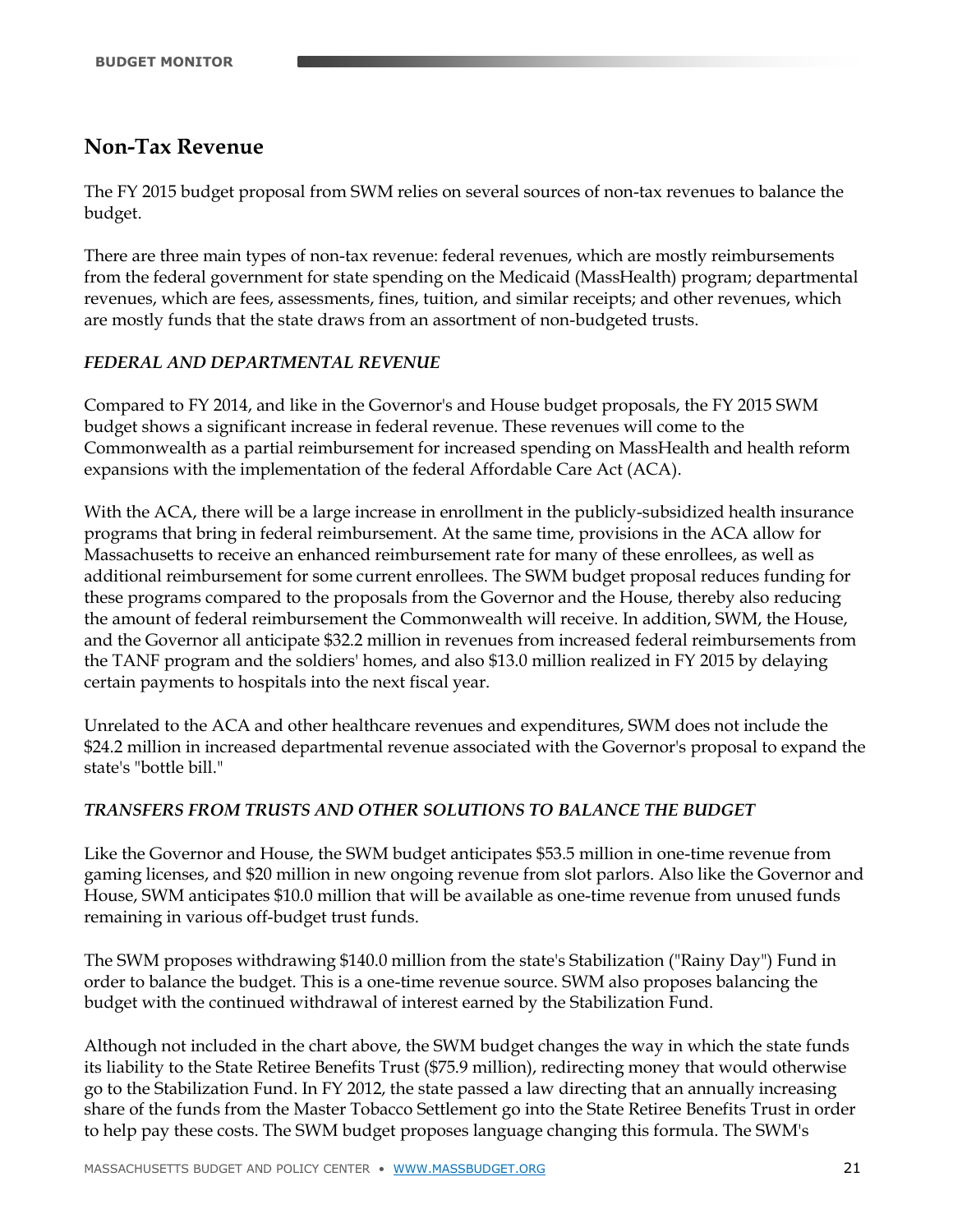## Non-Tax Revenue

The FY 2015 budget proposal from SWM relies on several sources of non-tax revenues to balance the budget.

There are three main types of non-tax revenue: federal revenues, which are mostly reimbursements from the federal government for state spending on the Medicaid (MassHealth) program; departmental revenues, which are fees, assessments, fines, tuition, and similar receipts; and other revenues, which are mostly funds that the state draws from an assortment of non-budgeted trusts.

### *FEDERAL AND DEPARTMENTAL REVENUE*

Compared to FY 2014, and like in the Governor's and House budget proposals, the FY 2015 SWM budget shows a significant increase in federal revenue. These revenues will come to the Commonwealth as a partial reimbursement for increased spending on MassHealth and health reform expansions with the implementation of the federal Affordable Care Act (ACA).

With the ACA, there will be a large increase in enrollment in the publicly-subsidized health insurance programs that bring in federal reimbursement. At the same time, provisions in the ACA allow for Massachusetts to receive an enhanced reimbursement rate for many of these enrollees, as well as additional reimbursement for some current enrollees. The SWM budget proposal reduces funding for these programs compared to the proposals from the Governor and the House, thereby also reducing the amount of federal reimbursement the Commonwealth will receive. In addition, SWM, the House, and the Governor all anticipate $32.2 million in revenues from increased federal reimbursements from the TANF program and the soldiers' homes, and also $13.0 million realized in FY 2015 by delaying certain payments to hospitals into the next fiscal year.

Unrelated to the ACA and other healthcare revenues and expenditures, SWM does not include the $24.2 million in increased departmental revenue associated with the Governor's proposal to expand the state's "bottle bill."

### *TRANSFERS FROM TRUSTS AND OTHER SOLUTIONS TO BALANCE THE BUDGET*

Like the Governor and House, the SWM budget anticipates $53.5 million in one-time revenue from gaming licenses, and $20 million in new ongoing revenue from slot parlors. Also like the Governor and House, SWM anticipates $10.0 million that will be available as one-time revenue from unused funds remaining in various off-budget trust funds.

The SWM proposes withdrawing $140.0 million from the state's Stabilization ("Rainy Day") Fund in order to balance the budget. This is a one-time revenue source. SWM also proposes balancing the budget with the continued withdrawal of interest earned by the Stabilization Fund.

Although not included in the chart above, the SWM budget changes the way in which the state funds its liability to the State Retiree Benefits Trust ($75.9 million), redirecting money that would otherwise go to the Stabilization Fund. In FY 2012, the state passed a law directing that an annually increasing share of the funds from the Master Tobacco Settlement go into the State Retiree Benefits Trust in order to help pay these costs. The SWM budget proposes language changing this formula. The SWM's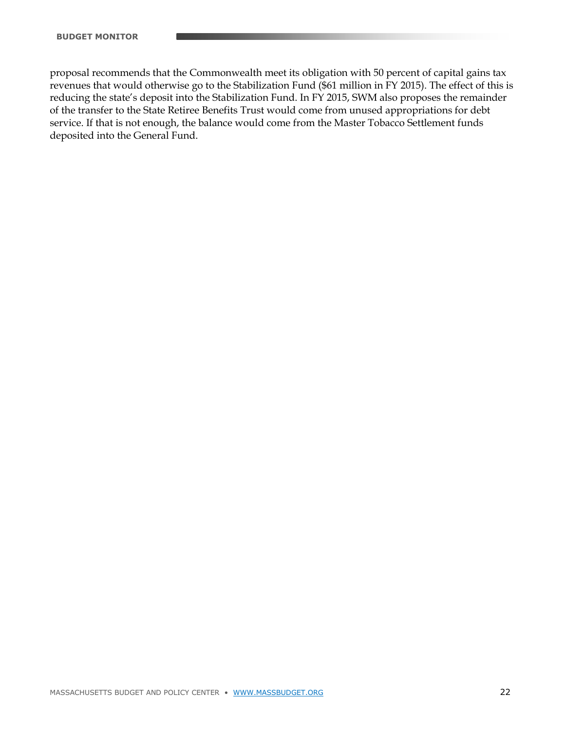proposal recommends that the Commonwealth meet its obligation with 50 percent of capital gains tax revenues that would otherwise go to the Stabilization Fund ($61 million in FY 2015). The effect of this is reducing the state's deposit into the Stabilization Fund. In FY 2015, SWM also proposes the remainder of the transfer to the State Retiree Benefits Trust would come from unused appropriations for debt service. If that is not enough, the balance would come from the Master Tobacco Settlement funds deposited into the General Fund.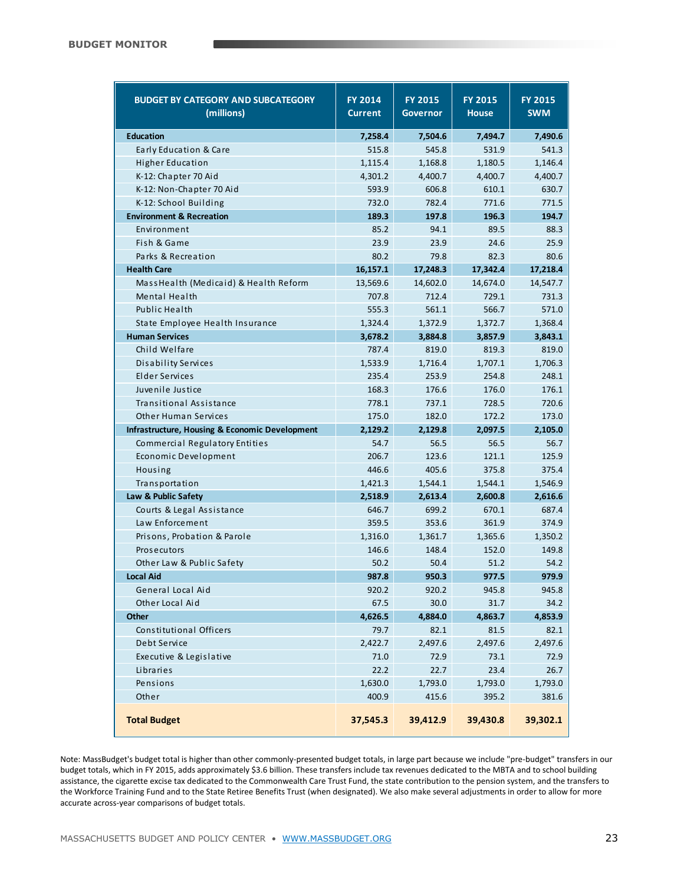| BUDGET BY CATEGORY AND SUBCATEGORY (millions) | FY 2014 Current | FY 2015 Governor | FY 2015 House | FY 2015 SWM |
|---|---|---|---|---|
| **Education** | **7,258.4** | **7,504.6** | **7,494.7** | **7,490.6** |
| Early Education & Care | 515.8 | 545.8 | 531.9 | 541.3 |
| Higher Education | 1,115.4 | 1,168.8 | 1,180.5 | 1,146.4 |
| K-12: Chapter 70 Aid | 4,301.2 | 4,400.7 | 4,400.7 | 4,400.7 |
| K-12: Non-Chapter 70 Aid | 593.9 | 606.8 | 610.1 | 630.7 |
| K-12: School Building | 732.0 | 782.4 | 771.6 | 771.5 |
| **Environment & Recreation** | **189.3** | **197.8** | **196.3** | **194.7** |
| Environment | 85.2 | 94.1 | 89.5 | 88.3 |
| Fish & Game | 23.9 | 23.9 | 24.6 | 25.9 |
| Parks & Recreation | 80.2 | 79.8 | 82.3 | 80.6 |
| **Health Care** | **16,157.1** | **17,248.3** | **17,342.4** | **17,218.4** |
| MassHealth (Medicaid) & Health Reform | 13,569.6 | 14,602.0 | 14,674.0 | 14,547.7 |
| Mental Health | 707.8 | 712.4 | 729.1 | 731.3 |
| Public Health | 555.3 | 561.1 | 566.7 | 571.0 |
| State Employee Health Insurance | 1,324.4 | 1,372.9 | 1,372.7 | 1,368.4 |
| **Human Services** | **3,678.2** | **3,884.8** | **3,857.9** | **3,843.1** |
| Child Welfare | 787.4 | 819.0 | 819.3 | 819.0 |
| Disability Services | 1,533.9 | 1,716.4 | 1,707.1 | 1,706.3 |
| Elder Services | 235.4 | 253.9 | 254.8 | 248.1 |
| Juvenile Justice | 168.3 | 176.6 | 176.0 | 176.1 |
| Transitional Assistance | 778.1 | 737.1 | 728.5 | 720.6 |
| Other Human Services | 175.0 | 182.0 | 172.2 | 173.0 |
| **Infrastructure, Housing & Economic Development** | **2,129.2** | **2,129.8** | **2,097.5** | **2,105.0** |
| Commercial Regulatory Entities | 54.7 | 56.5 | 56.5 | 56.7 |
| Economic Development | 206.7 | 123.6 | 121.1 | 125.9 |
| Housing | 446.6 | 405.6 | 375.8 | 375.4 |
| Transportation | 1,421.3 | 1,544.1 | 1,544.1 | 1,546.9 |
| **Law & Public Safety** | **2,518.9** | **2,613.4** | **2,600.8** | **2,616.6** |
| Courts & Legal Assistance | 646.7 | 699.2 | 670.1 | 687.4 |
| Law Enforcement | 359.5 | 353.6 | 361.9 | 374.9 |
| Prisons, Probation & Parole | 1,316.0 | 1,361.7 | 1,365.6 | 1,350.2 |
| Prosecutors | 146.6 | 148.4 | 152.0 | 149.8 |
| Other Law & Public Safety | 50.2 | 50.4 | 51.2 | 54.2 |
| **Local Aid** | **987.8** | **950.3** | **977.5** | **979.9** |
| General Local Aid | 920.2 | 920.2 | 945.8 | 945.8 |
| Other Local Aid | 67.5 | 30.0 | 31.7 | 34.2 |
| **Other** | **4,626.5** | **4,884.0** | **4,863.7** | **4,853.9** |
| Constitutional Officers | 79.7 | 82.1 | 81.5 | 82.1 |
| Debt Service | 2,422.7 | 2,497.6 | 2,497.6 | 2,497.6 |
| Executive & Legislative | 71.0 | 72.9 | 73.1 | 72.9 |
| Libraries | 22.2 | 22.7 | 23.4 | 26.7 |
| Pensions | 1,630.0 | 1,793.0 | 1,793.0 | 1,793.0 |
| Other | 400.9 | 415.6 | 395.2 | 381.6 |
| **Total Budget** | **37,545.3** | **39,412.9** | **39,430.8** | **39,302.1** |

Note: MassBudget's budget total is higher than other commonly-presented budget totals, in large part because we include "pre-budget" transfers in our budget totals, which in FY 2015, adds approximately $3.6 billion. These transfers include tax revenues dedicated to the MBTA and to school building assistance, the cigarette excise tax dedicated to the Commonwealth Care Trust Fund, the state contribution to the pension system, and the transfers to the Workforce Training Fund and to the State Retiree Benefits Trust (when designated). We also make several adjustments in order to allow for more accurate across-year comparisons of budget totals.